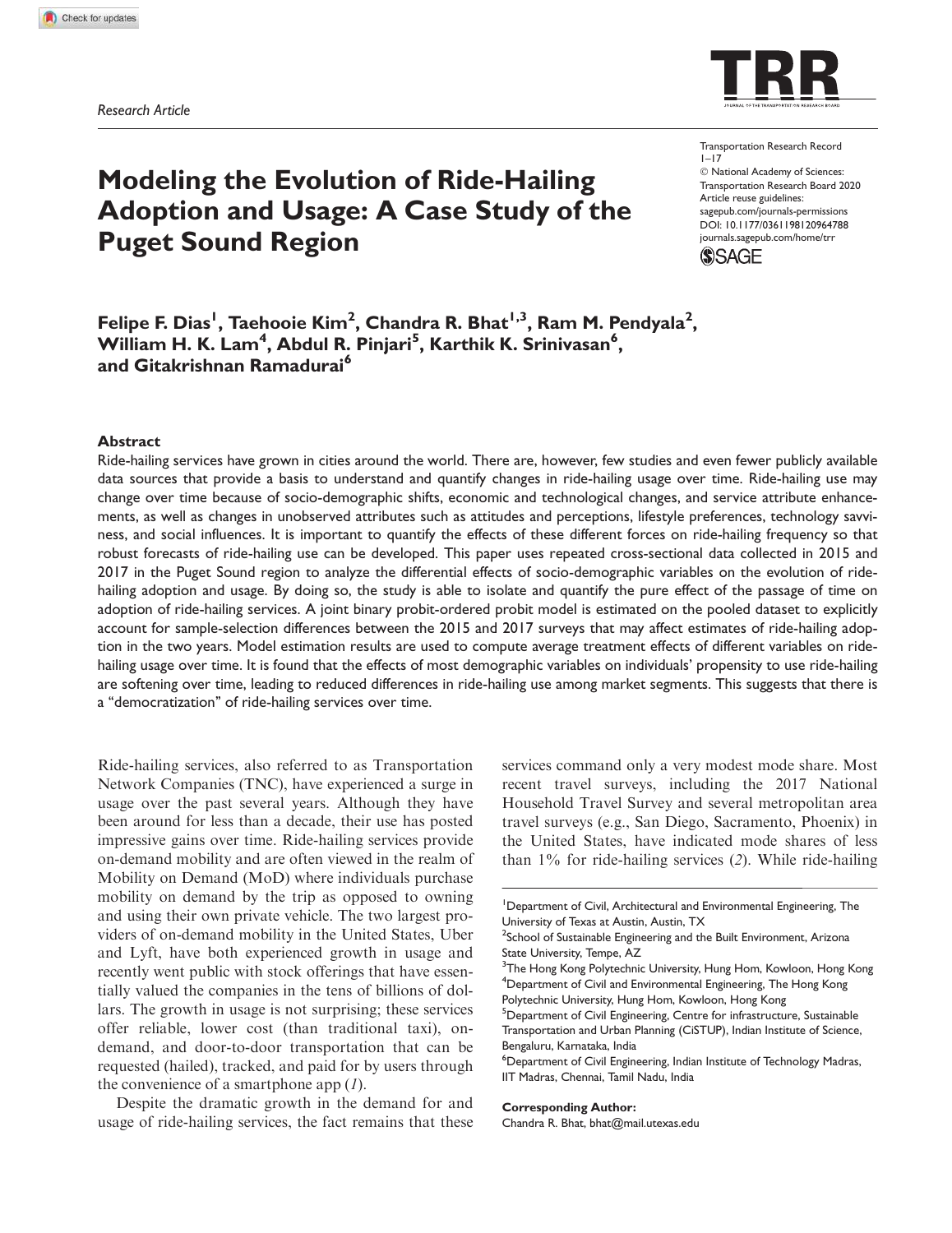*Research Article*

# Modeling the Evolution of Ride-Hailing Adoption and Usage: A Case Study of the Puget Sound Region

Transportation Research Record
1–17
© National Academy of Sciences: Transportation Research Board 2020
Article reuse guidelines: sagepub.com/journals-permissions
DOI: 10.1177/0361198120964788
journals.sagepub.com/home/trr

**Felipe F. Dias[1], Taehooie Kim[2], Chandra R. Bhat[1,3], Ram M. Pendyala[2], William H. K. Lam[4], Abdul R. Pinjari[5], Karthik K. Srinivasan[6], and Gitakrishnan Ramadurai[6]**

## Abstract

Ride-hailing services have grown in cities around the world. There are, however, few studies and even fewer publicly available data sources that provide a basis to understand and quantify changes in ride-hailing usage over time. Ride-hailing use may change over time because of socio-demographic shifts, economic and technological changes, and service attribute enhancements, as well as changes in unobserved attributes such as attitudes and perceptions, lifestyle preferences, technology savviness, and social influences. It is important to quantify the effects of these different forces on ride-hailing frequency so that robust forecasts of ride-hailing use can be developed. This paper uses repeated cross-sectional data collected in 2015 and 2017 in the Puget Sound region to analyze the differential effects of socio-demographic variables on the evolution of ride-hailing adoption and usage. By doing so, the study is able to isolate and quantify the pure effect of the passage of time on adoption of ride-hailing services. A joint binary probit-ordered probit model is estimated on the pooled dataset to explicitly account for sample-selection differences between the 2015 and 2017 surveys that may affect estimates of ride-hailing adoption in the two years. Model estimation results are used to compute average treatment effects of different variables on ride-hailing usage over time. It is found that the effects of most demographic variables on individuals' propensity to use ride-hailing are softening over time, leading to reduced differences in ride-hailing use among market segments. This suggests that there is a "democratization" of ride-hailing services over time.

Ride-hailing services, also referred to as Transportation Network Companies (TNC), have experienced a surge in usage over the past several years. Although they have been around for less than a decade, their use has posted impressive gains over time. Ride-hailing services provide on-demand mobility and are often viewed in the realm of Mobility on Demand (MoD) where individuals purchase mobility on demand by the trip as opposed to owning and using their own private vehicle. The two largest providers of on-demand mobility in the United States, Uber and Lyft, have both experienced growth in usage and recently went public with stock offerings that have essentially valued the companies in the tens of billions of dollars. The growth in usage is not surprising; these services offer reliable, lower cost (than traditional taxi), on-demand, and door-to-door transportation that can be requested (hailed), tracked, and paid for by users through the convenience of a smartphone app (*1*).

Despite the dramatic growth in the demand for and usage of ride-hailing services, the fact remains that these services command only a very modest mode share. Most recent travel surveys, including the 2017 National Household Travel Survey and several metropolitan area travel surveys (e.g., San Diego, Sacramento, Phoenix) in the United States, have indicated mode shares of less than 1% for ride-hailing services (*2*). While ride-hailing

[1]Department of Civil, Architectural and Environmental Engineering, The University of Texas at Austin, Austin, TX
[2]School of Sustainable Engineering and the Built Environment, Arizona State University, Tempe, AZ
[3]The Hong Kong Polytechnic University, Hung Hom, Kowloon, Hong Kong
[4]Department of Civil and Environmental Engineering, The Hong Kong Polytechnic University, Hung Hom, Kowloon, Hong Kong
[5]Department of Civil Engineering, Centre for infrastructure, Sustainable Transportation and Urban Planning (CiSTUP), Indian Institute of Science, Bengaluru, Karnataka, India
[6]Department of Civil Engineering, Indian Institute of Technology Madras, IIT Madras, Chennai, Tamil Nadu, India

**Corresponding Author:**
Chandra R. Bhat, bhat@mail.utexas.edu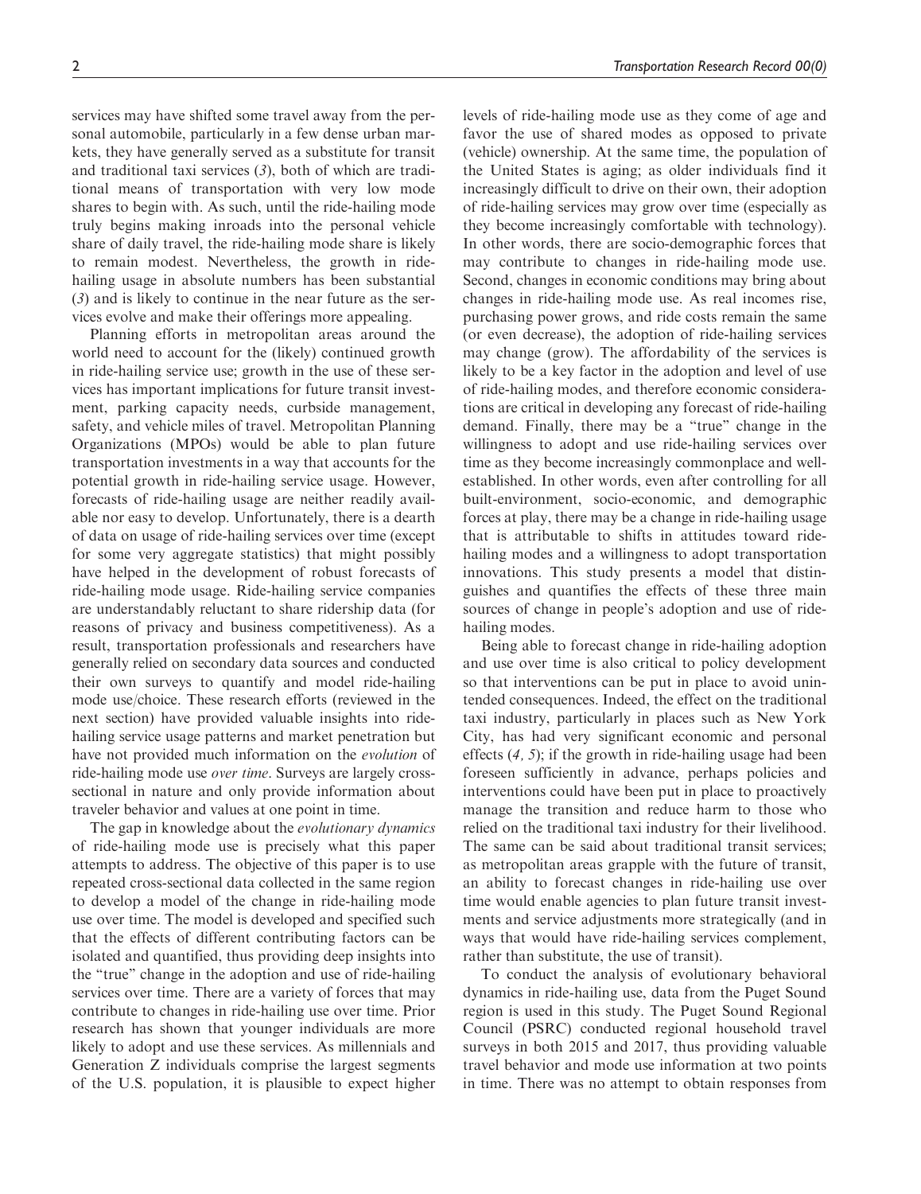services may have shifted some travel away from the personal automobile, particularly in a few dense urban markets, they have generally served as a substitute for transit and traditional taxi services (*3*), both of which are traditional means of transportation with very low mode shares to begin with. As such, until the ride-hailing mode truly begins making inroads into the personal vehicle share of daily travel, the ride-hailing mode share is likely to remain modest. Nevertheless, the growth in ride-hailing usage in absolute numbers has been substantial (*3*) and is likely to continue in the near future as the services evolve and make their offerings more appealing.

Planning efforts in metropolitan areas around the world need to account for the (likely) continued growth in ride-hailing service use; growth in the use of these services has important implications for future transit investment, parking capacity needs, curbside management, safety, and vehicle miles of travel. Metropolitan Planning Organizations (MPOs) would be able to plan future transportation investments in a way that accounts for the potential growth in ride-hailing service usage. However, forecasts of ride-hailing usage are neither readily available nor easy to develop. Unfortunately, there is a dearth of data on usage of ride-hailing services over time (except for some very aggregate statistics) that might possibly have helped in the development of robust forecasts of ride-hailing mode usage. Ride-hailing service companies are understandably reluctant to share ridership data (for reasons of privacy and business competitiveness). As a result, transportation professionals and researchers have generally relied on secondary data sources and conducted their own surveys to quantify and model ride-hailing mode use/choice. These research efforts (reviewed in the next section) have provided valuable insights into ride-hailing service usage patterns and market penetration but have not provided much information on the *evolution* of ride-hailing mode use *over time*. Surveys are largely cross-sectional in nature and only provide information about traveler behavior and values at one point in time.

The gap in knowledge about the *evolutionary dynamics* of ride-hailing mode use is precisely what this paper attempts to address. The objective of this paper is to use repeated cross-sectional data collected in the same region to develop a model of the change in ride-hailing mode use over time. The model is developed and specified such that the effects of different contributing factors can be isolated and quantified, thus providing deep insights into the "true" change in the adoption and use of ride-hailing services over time. There are a variety of forces that may contribute to changes in ride-hailing use over time. Prior research has shown that younger individuals are more likely to adopt and use these services. As millennials and Generation Z individuals comprise the largest segments of the U.S. population, it is plausible to expect higher levels of ride-hailing mode use as they come of age and favor the use of shared modes as opposed to private (vehicle) ownership. At the same time, the population of the United States is aging; as older individuals find it increasingly difficult to drive on their own, their adoption of ride-hailing services may grow over time (especially as they become increasingly comfortable with technology). In other words, there are socio-demographic forces that may contribute to changes in ride-hailing mode use. Second, changes in economic conditions may bring about changes in ride-hailing mode use. As real incomes rise, purchasing power grows, and ride costs remain the same (or even decrease), the adoption of ride-hailing services may change (grow). The affordability of the services is likely to be a key factor in the adoption and level of use of ride-hailing modes, and therefore economic considerations are critical in developing any forecast of ride-hailing demand. Finally, there may be a "true" change in the willingness to adopt and use ride-hailing services over time as they become increasingly commonplace and well-established. In other words, even after controlling for all built-environment, socio-economic, and demographic forces at play, there may be a change in ride-hailing usage that is attributable to shifts in attitudes toward ride-hailing modes and a willingness to adopt transportation innovations. This study presents a model that distinguishes and quantifies the effects of these three main sources of change in people's adoption and use of ride-hailing modes.

Being able to forecast change in ride-hailing adoption and use over time is also critical to policy development so that interventions can be put in place to avoid unintended consequences. Indeed, the effect on the traditional taxi industry, particularly in places such as New York City, has had very significant economic and personal effects (*4, 5*); if the growth in ride-hailing usage had been foreseen sufficiently in advance, perhaps policies and interventions could have been put in place to proactively manage the transition and reduce harm to those who relied on the traditional taxi industry for their livelihood. The same can be said about traditional transit services; as metropolitan areas grapple with the future of transit, an ability to forecast changes in ride-hailing use over time would enable agencies to plan future transit investments and service adjustments more strategically (and in ways that would have ride-hailing services complement, rather than substitute, the use of transit).

To conduct the analysis of evolutionary behavioral dynamics in ride-hailing use, data from the Puget Sound region is used in this study. The Puget Sound Regional Council (PSRC) conducted regional household travel surveys in both 2015 and 2017, thus providing valuable travel behavior and mode use information at two points in time. There was no attempt to obtain responses from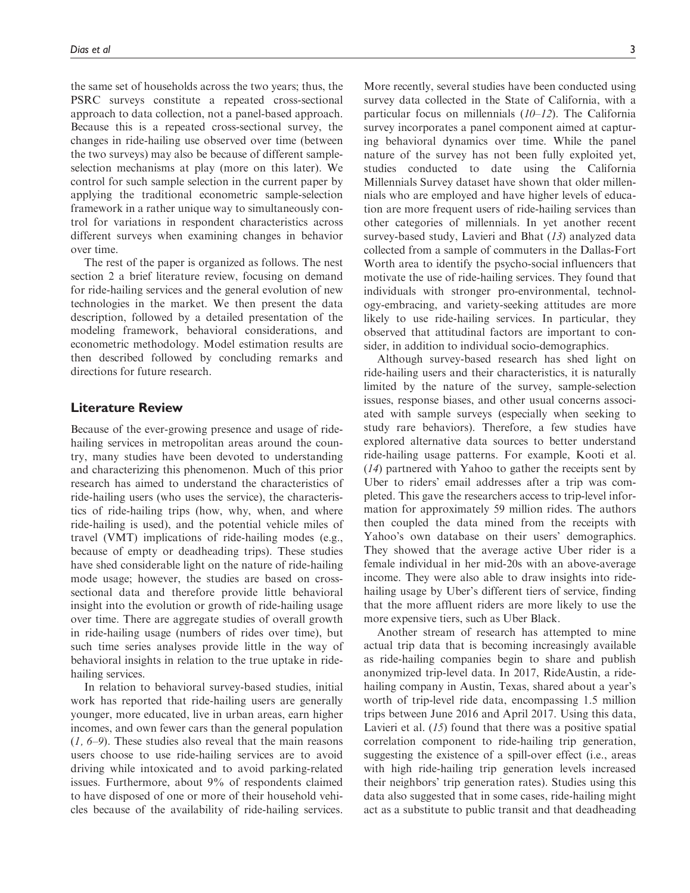the same set of households across the two years; thus, the PSRC surveys constitute a repeated cross-sectional approach to data collection, not a panel-based approach. Because this is a repeated cross-sectional survey, the changes in ride-hailing use observed over time (between the two surveys) may also be because of different sample-selection mechanisms at play (more on this later). We control for such sample selection in the current paper by applying the traditional econometric sample-selection framework in a rather unique way to simultaneously control for variations in respondent characteristics across different surveys when examining changes in behavior over time.

The rest of the paper is organized as follows. The nest section 2 a brief literature review, focusing on demand for ride-hailing services and the general evolution of new technologies in the market. We then present the data description, followed by a detailed presentation of the modeling framework, behavioral considerations, and econometric methodology. Model estimation results are then described followed by concluding remarks and directions for future research.

## Literature Review

Because of the ever-growing presence and usage of ride-hailing services in metropolitan areas around the country, many studies have been devoted to understanding and characterizing this phenomenon. Much of this prior research has aimed to understand the characteristics of ride-hailing users (who uses the service), the characteristics of ride-hailing trips (how, why, when, and where ride-hailing is used), and the potential vehicle miles of travel (VMT) implications of ride-hailing modes (e.g., because of empty or deadheading trips). These studies have shed considerable light on the nature of ride-hailing mode usage; however, the studies are based on cross-sectional data and therefore provide little behavioral insight into the evolution or growth of ride-hailing usage over time. There are aggregate studies of overall growth in ride-hailing usage (numbers of rides over time), but such time series analyses provide little in the way of behavioral insights in relation to the true uptake in ride-hailing services.

In relation to behavioral survey-based studies, initial work has reported that ride-hailing users are generally younger, more educated, live in urban areas, earn higher incomes, and own fewer cars than the general population (*1, 6–9*). These studies also reveal that the main reasons users choose to use ride-hailing services are to avoid driving while intoxicated and to avoid parking-related issues. Furthermore, about 9% of respondents claimed to have disposed of one or more of their household vehicles because of the availability of ride-hailing services. More recently, several studies have been conducted using survey data collected in the State of California, with a particular focus on millennials (*10–12*). The California survey incorporates a panel component aimed at capturing behavioral dynamics over time. While the panel nature of the survey has not been fully exploited yet, studies conducted to date using the California Millennials Survey dataset have shown that older millennials who are employed and have higher levels of education are more frequent users of ride-hailing services than other categories of millennials. In yet another recent survey-based study, Lavieri and Bhat (*13*) analyzed data collected from a sample of commuters in the Dallas-Fort Worth area to identify the psycho-social influencers that motivate the use of ride-hailing services. They found that individuals with stronger pro-environmental, technology-embracing, and variety-seeking attitudes are more likely to use ride-hailing services. In particular, they observed that attitudinal factors are important to consider, in addition to individual socio-demographics.

Although survey-based research has shed light on ride-hailing users and their characteristics, it is naturally limited by the nature of the survey, sample-selection issues, response biases, and other usual concerns associated with sample surveys (especially when seeking to study rare behaviors). Therefore, a few studies have explored alternative data sources to better understand ride-hailing usage patterns. For example, Kooti et al. (*14*) partnered with Yahoo to gather the receipts sent by Uber to riders' email addresses after a trip was completed. This gave the researchers access to trip-level information for approximately 59 million rides. The authors then coupled the data mined from the receipts with Yahoo's own database on their users' demographics. They showed that the average active Uber rider is a female individual in her mid-20s with an above-average income. They were also able to draw insights into ride-hailing usage by Uber's different tiers of service, finding that the more affluent riders are more likely to use the more expensive tiers, such as Uber Black.

Another stream of research has attempted to mine actual trip data that is becoming increasingly available as ride-hailing companies begin to share and publish anonymized trip-level data. In 2017, RideAustin, a ride-hailing company in Austin, Texas, shared about a year's worth of trip-level ride data, encompassing 1.5 million trips between June 2016 and April 2017. Using this data, Lavieri et al. (*15*) found that there was a positive spatial correlation component to ride-hailing trip generation, suggesting the existence of a spill-over effect (i.e., areas with high ride-hailing trip generation levels increased their neighbors' trip generation rates). Studies using this data also suggested that in some cases, ride-hailing might act as a substitute to public transit and that deadheading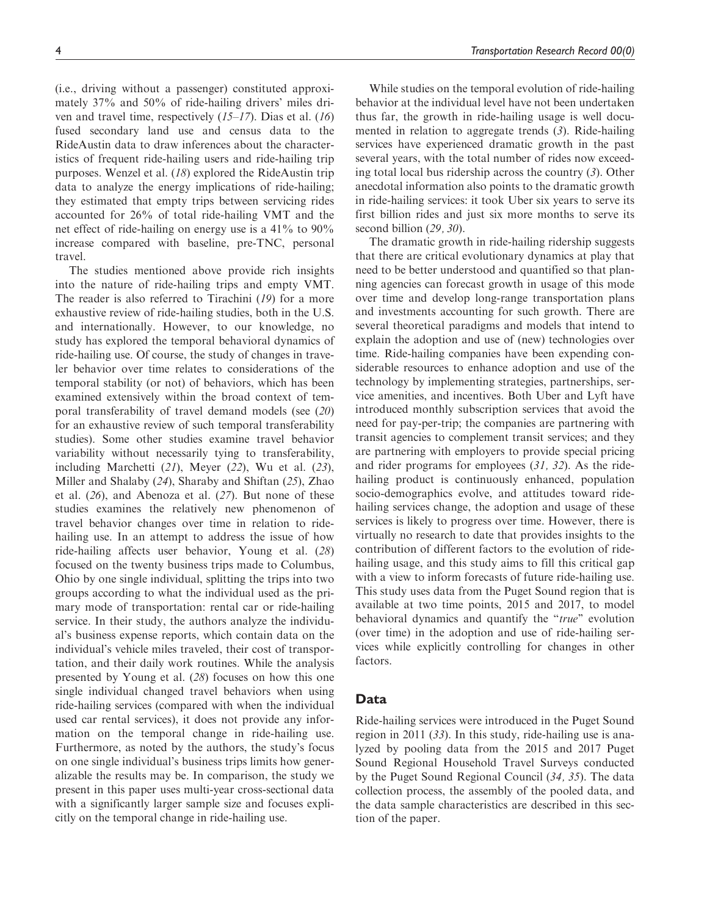(i.e., driving without a passenger) constituted approximately 37% and 50% of ride-hailing drivers' miles driven and travel time, respectively (*15–17*). Dias et al. (*16*) fused secondary land use and census data to the RideAustin data to draw inferences about the characteristics of frequent ride-hailing users and ride-hailing trip purposes. Wenzel et al. (*18*) explored the RideAustin trip data to analyze the energy implications of ride-hailing; they estimated that empty trips between servicing rides accounted for 26% of total ride-hailing VMT and the net effect of ride-hailing on energy use is a 41% to 90% increase compared with baseline, pre-TNC, personal travel.

The studies mentioned above provide rich insights into the nature of ride-hailing trips and empty VMT. The reader is also referred to Tirachini (*19*) for a more exhaustive review of ride-hailing studies, both in the U.S. and internationally. However, to our knowledge, no study has explored the temporal behavioral dynamics of ride-hailing use. Of course, the study of changes in traveler behavior over time relates to considerations of the temporal stability (or not) of behaviors, which has been examined extensively within the broad context of temporal transferability of travel demand models (see (*20*) for an exhaustive review of such temporal transferability studies). Some other studies examine travel behavior variability without necessarily tying to transferability, including Marchetti (*21*), Meyer (*22*), Wu et al. (*23*), Miller and Shalaby (*24*), Sharaby and Shiftan (*25*), Zhao et al. (*26*), and Abenoza et al. (*27*). But none of these studies examines the relatively new phenomenon of travel behavior changes over time in relation to ride-hailing use. In an attempt to address the issue of how ride-hailing affects user behavior, Young et al. (*28*) focused on the twenty business trips made to Columbus, Ohio by one single individual, splitting the trips into two groups according to what the individual used as the primary mode of transportation: rental car or ride-hailing service. In their study, the authors analyze the individual's business expense reports, which contain data on the individual's vehicle miles traveled, their cost of transportation, and their daily work routines. While the analysis presented by Young et al. (*28*) focuses on how this one single individual changed travel behaviors when using ride-hailing services (compared with when the individual used car rental services), it does not provide any information on the temporal change in ride-hailing use. Furthermore, as noted by the authors, the study's focus on one single individual's business trips limits how generalizable the results may be. In comparison, the study we present in this paper uses multi-year cross-sectional data with a significantly larger sample size and focuses explicitly on the temporal change in ride-hailing use.

While studies on the temporal evolution of ride-hailing behavior at the individual level have not been undertaken thus far, the growth in ride-hailing usage is well documented in relation to aggregate trends (*3*). Ride-hailing services have experienced dramatic growth in the past several years, with the total number of rides now exceeding total local bus ridership across the country (*3*). Other anecdotal information also points to the dramatic growth in ride-hailing services: it took Uber six years to serve its first billion rides and just six more months to serve its second billion (*29, 30*).

The dramatic growth in ride-hailing ridership suggests that there are critical evolutionary dynamics at play that need to be better understood and quantified so that planning agencies can forecast growth in usage of this mode over time and develop long-range transportation plans and investments accounting for such growth. There are several theoretical paradigms and models that intend to explain the adoption and use of (new) technologies over time. Ride-hailing companies have been expending considerable resources to enhance adoption and use of the technology by implementing strategies, partnerships, service amenities, and incentives. Both Uber and Lyft have introduced monthly subscription services that avoid the need for pay-per-trip; the companies are partnering with transit agencies to complement transit services; and they are partnering with employers to provide special pricing and rider programs for employees (*31, 32*). As the ride-hailing product is continuously enhanced, population socio-demographics evolve, and attitudes toward ride-hailing services change, the adoption and usage of these services is likely to progress over time. However, there is virtually no research to date that provides insights to the contribution of different factors to the evolution of ride-hailing usage, and this study aims to fill this critical gap with a view to inform forecasts of future ride-hailing use. This study uses data from the Puget Sound region that is available at two time points, 2015 and 2017, to model behavioral dynamics and quantify the "*true*" evolution (over time) in the adoption and use of ride-hailing services while explicitly controlling for changes in other factors.

## Data

Ride-hailing services were introduced in the Puget Sound region in 2011 (*33*). In this study, ride-hailing use is analyzed by pooling data from the 2015 and 2017 Puget Sound Regional Household Travel Surveys conducted by the Puget Sound Regional Council (*34, 35*). The data collection process, the assembly of the pooled data, and the data sample characteristics are described in this section of the paper.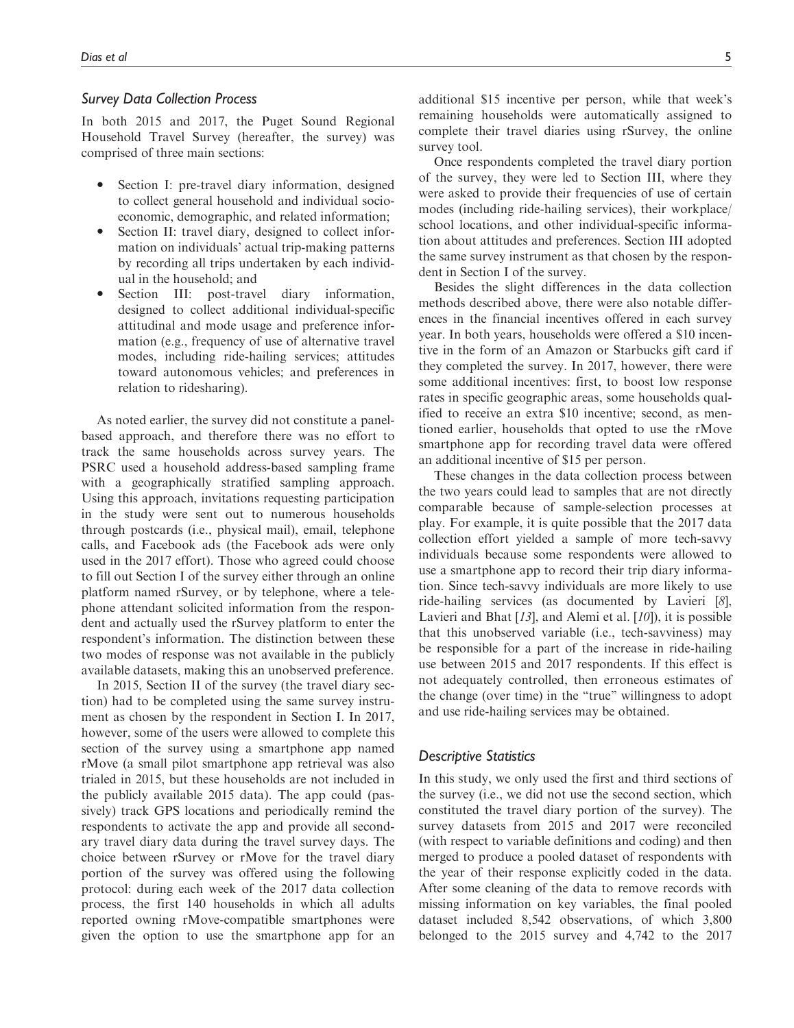### Survey Data Collection Process

In both 2015 and 2017, the Puget Sound Regional Household Travel Survey (hereafter, the survey) was comprised of three main sections:

- Section I: pre-travel diary information, designed to collect general household and individual socio-economic, demographic, and related information;
- Section II: travel diary, designed to collect information on individuals' actual trip-making patterns by recording all trips undertaken by each individual in the household; and
- Section III: post-travel diary information, designed to collect additional individual-specific attitudinal and mode usage and preference information (e.g., frequency of use of alternative travel modes, including ride-hailing services; attitudes toward autonomous vehicles; and preferences in relation to ridesharing).

As noted earlier, the survey did not constitute a panel-based approach, and therefore there was no effort to track the same households across survey years. The PSRC used a household address-based sampling frame with a geographically stratified sampling approach. Using this approach, invitations requesting participation in the study were sent out to numerous households through postcards (i.e., physical mail), email, telephone calls, and Facebook ads (the Facebook ads were only used in the 2017 effort). Those who agreed could choose to fill out Section I of the survey either through an online platform named rSurvey, or by telephone, where a telephone attendant solicited information from the respondent and actually used the rSurvey platform to enter the respondent's information. The distinction between these two modes of response was not available in the publicly available datasets, making this an unobserved preference.

In 2015, Section II of the survey (the travel diary section) had to be completed using the same survey instrument as chosen by the respondent in Section I. In 2017, however, some of the users were allowed to complete this section of the survey using a smartphone app named rMove (a small pilot smartphone app retrieval was also trialed in 2015, but these households are not included in the publicly available 2015 data). The app could (passively) track GPS locations and periodically remind the respondents to activate the app and provide all secondary travel diary data during the travel survey days. The choice between rSurvey or rMove for the travel diary portion of the survey was offered using the following protocol: during each week of the 2017 data collection process, the first 140 households in which all adults reported owning rMove-compatible smartphones were given the option to use the smartphone app for an additional $15 incentive per person, while that week's remaining households were automatically assigned to complete their travel diaries using rSurvey, the online survey tool.

Once respondents completed the travel diary portion of the survey, they were led to Section III, where they were asked to provide their frequencies of use of certain modes (including ride-hailing services), their workplace/school locations, and other individual-specific information about attitudes and preferences. Section III adopted the same survey instrument as that chosen by the respondent in Section I of the survey.

Besides the slight differences in the data collection methods described above, there were also notable differences in the financial incentives offered in each survey year. In both years, households were offered a $10 incentive in the form of an Amazon or Starbucks gift card if they completed the survey. In 2017, however, there were some additional incentives: first, to boost low response rates in specific geographic areas, some households qualified to receive an extra $10 incentive; second, as mentioned earlier, households that opted to use the rMove smartphone app for recording travel data were offered an additional incentive of $15 per person.

These changes in the data collection process between the two years could lead to samples that are not directly comparable because of sample-selection processes at play. For example, it is quite possible that the 2017 data collection effort yielded a sample of more tech-savvy individuals because some respondents were allowed to use a smartphone app to record their trip diary information. Since tech-savvy individuals are more likely to use ride-hailing services (as documented by Lavieri [8], Lavieri and Bhat [13], and Alemi et al. [10]), it is possible that this unobserved variable (i.e., tech-savviness) may be responsible for a part of the increase in ride-hailing use between 2015 and 2017 respondents. If this effect is not adequately controlled, then erroneous estimates of the change (over time) in the "true" willingness to adopt and use ride-hailing services may be obtained.

### Descriptive Statistics

In this study, we only used the first and third sections of the survey (i.e., we did not use the second section, which constituted the travel diary portion of the survey). The survey datasets from 2015 and 2017 were reconciled (with respect to variable definitions and coding) and then merged to produce a pooled dataset of respondents with the year of their response explicitly coded in the data. After some cleaning of the data to remove records with missing information on key variables, the final pooled dataset included 8,542 observations, of which 3,800 belonged to the 2015 survey and 4,742 to the 2017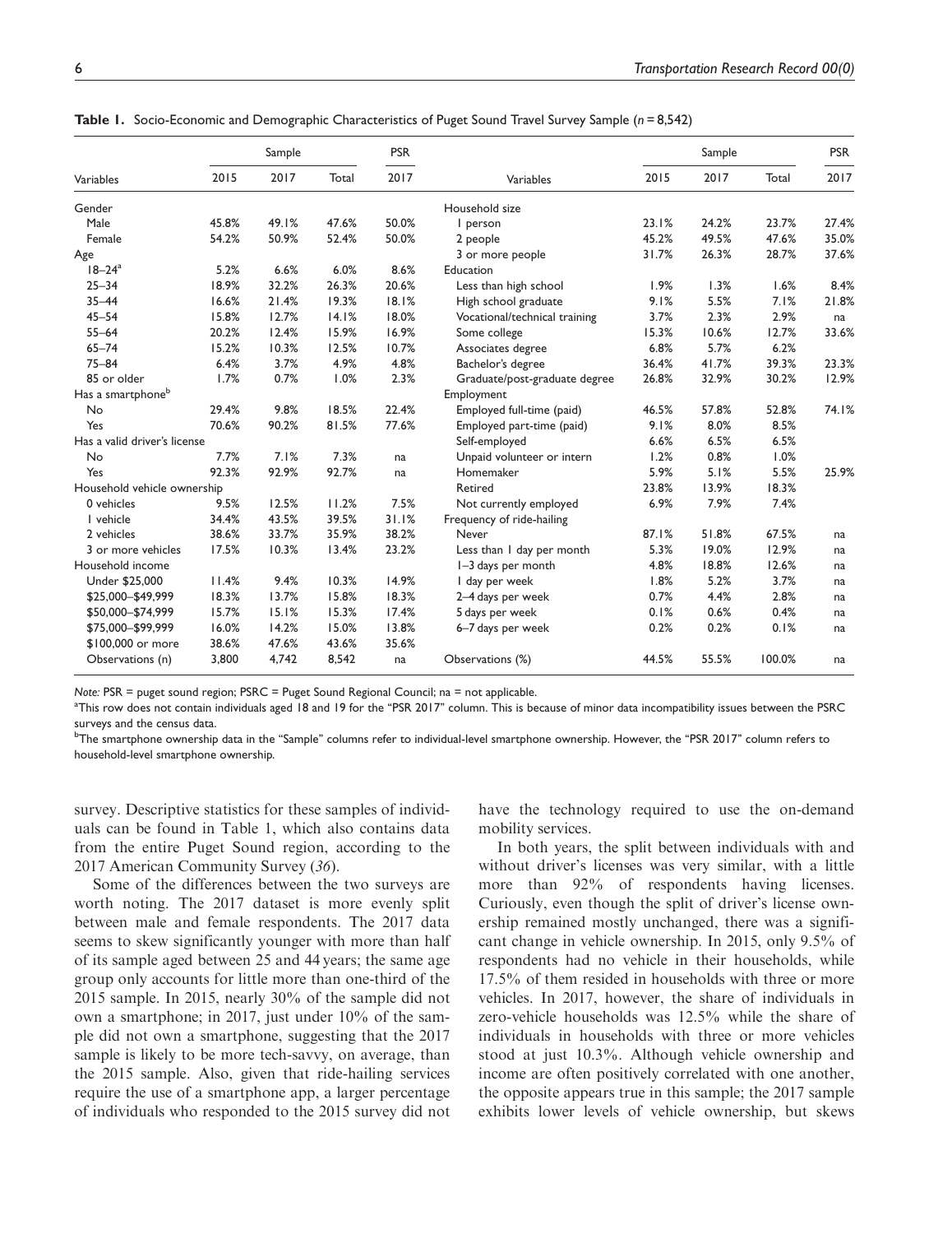**Table 1.** Socio-Economic and Demographic Characteristics of Puget Sound Travel Survey Sample ($n = 8{,}542$)

| Variables | Sample | | | PSR | Variables | Sample | | | PSR |
|---|---|---|---|---|---|---|---|---|---|
| | 2015 | 2017 | Total | 2017 | | 2015 | 2017 | Total | 2017 |
| Gender | | | | | Household size | | | | |
| Male | 45.8% | 49.1% | 47.6% | 50.0% | 1 person | 23.1% | 24.2% | 23.7% | 27.4% |
| Female | 54.2% | 50.9% | 52.4% | 50.0% | 2 people | 45.2% | 49.5% | 47.6% | 35.0% |
| Age | | | | | 3 or more people | 31.7% | 26.3% | 28.7% | 37.6% |
| 18–24[a] | 5.2% | 6.6% | 6.0% | 8.6% | Education | | | | |
| 25–34 | 18.9% | 32.2% | 26.3% | 20.6% | Less than high school | 1.9% | 1.3% | 1.6% | 8.4% |
| 35–44 | 16.6% | 21.4% | 19.3% | 18.1% | High school graduate | 9.1% | 5.5% | 7.1% | 21.8% |
| 45–54 | 15.8% | 12.7% | 14.1% | 18.0% | Vocational/technical training | 3.7% | 2.3% | 2.9% | na |
| 55–64 | 20.2% | 12.4% | 15.9% | 16.9% | Some college | 15.3% | 10.6% | 12.7% | 33.6% |
| 65–74 | 15.2% | 10.3% | 12.5% | 10.7% | Associates degree | 6.8% | 5.7% | 6.2% | |
| 75–84 | 6.4% | 3.7% | 4.9% | 4.8% | Bachelor's degree | 36.4% | 41.7% | 39.3% | 23.3% |
| 85 or older | 1.7% | 0.7% | 1.0% | 2.3% | Graduate/post-graduate degree | 26.8% | 32.9% | 30.2% | 12.9% |
| Has a smartphone[b] | | | | | Employment | | | | |
| No | 29.4% | 9.8% | 18.5% | 22.4% | Employed full-time (paid) | 46.5% | 57.8% | 52.8% | 74.1% |
| Yes | 70.6% | 90.2% | 81.5% | 77.6% | Employed part-time (paid) | 9.1% | 8.0% | 8.5% | |
| Has a valid driver's license | | | | | Self-employed | 6.6% | 6.5% | 6.5% | |
| No | 7.7% | 7.1% | 7.3% | na | Unpaid volunteer or intern | 1.2% | 0.8% | 1.0% | |
| Yes | 92.3% | 92.9% | 92.7% | na | Homemaker | 5.9% | 5.1% | 5.5% | 25.9% |
| Household vehicle ownership | | | | | Retired | 23.8% | 13.9% | 18.3% | |
| 0 vehicles | 9.5% | 12.5% | 11.2% | 7.5% | Not currently employed | 6.9% | 7.9% | 7.4% | |
| 1 vehicle | 34.4% | 43.5% | 39.5% | 31.1% | Frequency of ride-hailing | | | | |
| 2 vehicles | 38.6% | 33.7% | 35.9% | 38.2% | Never | 87.1% | 51.8% | 67.5% | na |
| 3 or more vehicles | 17.5% | 10.3% | 13.4% | 23.2% | Less than 1 day per month | 5.3% | 19.0% | 12.9% | na |
| Household income | | | | | 1–3 days per month | 4.8% | 18.8% | 12.6% | na |
| Under $25,000 | 11.4% | 9.4% | 10.3% | 14.9% | 1 day per week | 1.8% | 5.2% | 3.7% | na |
| $25,000–$49,999 | 18.3% | 13.7% | 15.8% | 18.3% | 2–4 days per week | 0.7% | 4.4% | 2.8% | na |
| $50,000–$74,999 | 15.7% | 15.1% | 15.3% | 17.4% | 5 days per week | 0.1% | 0.6% | 0.4% | na |
| $75,000–$99,999 | 16.0% | 14.2% | 15.0% | 13.8% | 6–7 days per week | 0.2% | 0.2% | 0.1% | na |
| $100,000 or more | 38.6% | 47.6% | 43.6% | 35.6% | | | | | |
| Observations (n) | 3,800 | 4,742 | 8,542 | na | Observations (%) | 44.5% | 55.5% | 100.0% | na |

*Note:* PSR = puget sound region; PSRC = Puget Sound Regional Council; na = not applicable.

[a]This row does not contain individuals aged 18 and 19 for the "PSR 2017" column. This is because of minor data incompatibility issues between the PSRC surveys and the census data.

[b]The smartphone ownership data in the "Sample" columns refer to individual-level smartphone ownership. However, the "PSR 2017" column refers to household-level smartphone ownership.

survey. Descriptive statistics for these samples of individuals can be found in Table 1, which also contains data from the entire Puget Sound region, according to the 2017 American Community Survey (*36*).

Some of the differences between the two surveys are worth noting. The 2017 dataset is more evenly split between male and female respondents. The 2017 data seems to skew significantly younger with more than half of its sample aged between 25 and 44 years; the same age group only accounts for little more than one-third of the 2015 sample. In 2015, nearly 30% of the sample did not own a smartphone; in 2017, just under 10% of the sample did not own a smartphone, suggesting that the 2017 sample is likely to be more tech-savvy, on average, than the 2015 sample. Also, given that ride-hailing services require the use of a smartphone app, a larger percentage of individuals who responded to the 2015 survey did not have the technology required to use the on-demand mobility services.

In both years, the split between individuals with and without driver's licenses was very similar, with a little more than 92% of respondents having licenses. Curiously, even though the split of driver's license ownership remained mostly unchanged, there was a significant change in vehicle ownership. In 2015, only 9.5% of respondents had no vehicle in their households, while 17.5% of them resided in households with three or more vehicles. In 2017, however, the share of individuals in zero-vehicle households was 12.5% while the share of individuals in households with three or more vehicles stood at just 10.3%. Although vehicle ownership and income are often positively correlated with one another, the opposite appears true in this sample; the 2017 sample exhibits lower levels of vehicle ownership, but skews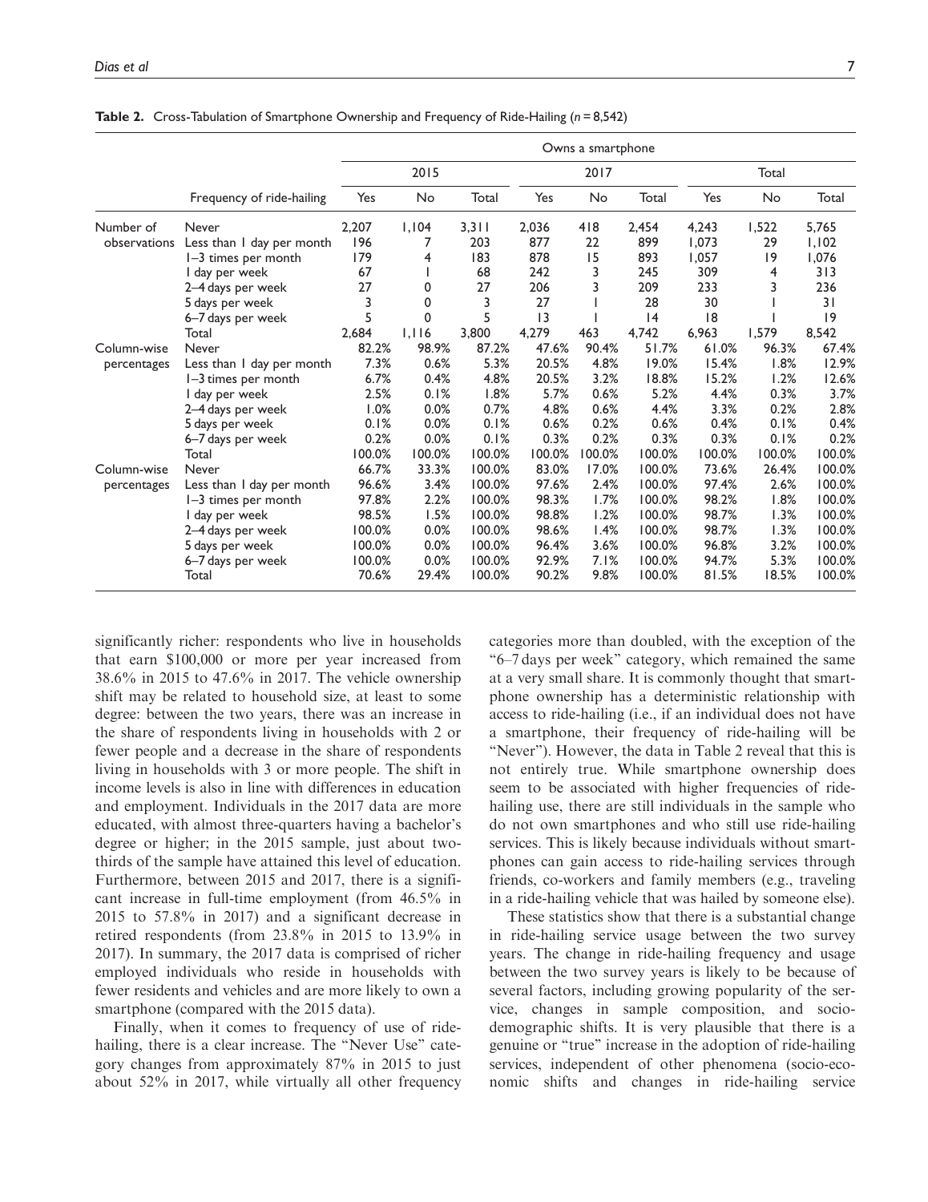**Table 2.** Cross-Tabulation of Smartphone Ownership and Frequency of Ride-Hailing ($n$ = 8,542)

| | | Owns a smartphone | | | | | | | | |
|---|---|---|---|---|---|---|---|---|---|---|
| | | 2015 | | | 2017 | | | Total | | |
| | Frequency of ride-hailing | Yes | No | Total | Yes | No | Total | Yes | No | Total |
| Number of observations | Never | 2,207 | 1,104 | 3,311 | 2,036 | 418 | 2,454 | 4,243 | 1,522 | 5,765 |
| | Less than 1 day per month | 196 | 7 | 203 | 877 | 22 | 899 | 1,073 | 29 | 1,102 |
| | 1–3 times per month | 179 | 4 | 183 | 878 | 15 | 893 | 1,057 | 19 | 1,076 |
| | 1 day per week | 67 | 1 | 68 | 242 | 3 | 245 | 309 | 4 | 313 |
| | 2–4 days per week | 27 | 0 | 27 | 206 | 3 | 209 | 233 | 3 | 236 |
| | 5 days per week | 3 | 0 | 3 | 27 | 1 | 28 | 30 | 1 | 31 |
| | 6–7 days per week | 5 | 0 | 5 | 13 | 1 | 14 | 18 | 1 | 19 |
| | Total | 2,684 | 1,116 | 3,800 | 4,279 | 463 | 4,742 | 6,963 | 1,579 | 8,542 |
| Column-wise percentages | Never | 82.2% | 98.9% | 87.2% | 47.6% | 90.4% | 51.7% | 61.0% | 96.3% | 67.4% |
| | Less than 1 day per month | 7.3% | 0.6% | 5.3% | 20.5% | 4.8% | 19.0% | 15.4% | 1.8% | 12.9% |
| | 1–3 times per month | 6.7% | 0.4% | 4.8% | 20.5% | 3.2% | 18.8% | 15.2% | 1.2% | 12.6% |
| | 1 day per week | 2.5% | 0.1% | 1.8% | 5.7% | 0.6% | 5.2% | 4.4% | 0.3% | 3.7% |
| | 2–4 days per week | 1.0% | 0.0% | 0.7% | 4.8% | 0.6% | 4.4% | 3.3% | 0.2% | 2.8% |
| | 5 days per week | 0.1% | 0.0% | 0.1% | 0.6% | 0.2% | 0.6% | 0.4% | 0.1% | 0.4% |
| | 6–7 days per week | 0.2% | 0.0% | 0.1% | 0.3% | 0.2% | 0.3% | 0.3% | 0.1% | 0.2% |
| | Total | 100.0% | 100.0% | 100.0% | 100.0% | 100.0% | 100.0% | 100.0% | 100.0% | 100.0% |
| Column-wise percentages | Never | 66.7% | 33.3% | 100.0% | 83.0% | 17.0% | 100.0% | 73.6% | 26.4% | 100.0% |
| | Less than 1 day per month | 96.6% | 3.4% | 100.0% | 97.6% | 2.4% | 100.0% | 97.4% | 2.6% | 100.0% |
| | 1–3 times per month | 97.8% | 2.2% | 100.0% | 98.3% | 1.7% | 100.0% | 98.2% | 1.8% | 100.0% |
| | 1 day per week | 98.5% | 1.5% | 100.0% | 98.8% | 1.2% | 100.0% | 98.7% | 1.3% | 100.0% |
| | 2–4 days per week | 100.0% | 0.0% | 100.0% | 98.6% | 1.4% | 100.0% | 98.7% | 1.3% | 100.0% |
| | 5 days per week | 100.0% | 0.0% | 100.0% | 96.4% | 3.6% | 100.0% | 96.8% | 3.2% | 100.0% |
| | 6–7 days per week | 100.0% | 0.0% | 100.0% | 92.9% | 7.1% | 100.0% | 94.7% | 5.3% | 100.0% |
| | Total | 70.6% | 29.4% | 100.0% | 90.2% | 9.8% | 100.0% | 81.5% | 18.5% | 100.0% |

significantly richer: respondents who live in households that earn \$100,000 or more per year increased from 38.6% in 2015 to 47.6% in 2017. The vehicle ownership shift may be related to household size, at least to some degree: between the two years, there was an increase in the share of respondents living in households with 2 or fewer people and a decrease in the share of respondents living in households with 3 or more people. The shift in income levels is also in line with differences in education and employment. Individuals in the 2017 data are more educated, with almost three-quarters having a bachelor's degree or higher; in the 2015 sample, just about two-thirds of the sample have attained this level of education. Furthermore, between 2015 and 2017, there is a significant increase in full-time employment (from 46.5% in 2015 to 57.8% in 2017) and a significant decrease in retired respondents (from 23.8% in 2015 to 13.9% in 2017). In summary, the 2017 data is comprised of richer employed individuals who reside in households with fewer residents and vehicles and are more likely to own a smartphone (compared with the 2015 data).

Finally, when it comes to frequency of use of ride-hailing, there is a clear increase. The "Never Use" category changes from approximately 87% in 2015 to just about 52% in 2017, while virtually all other frequency categories more than doubled, with the exception of the "6–7 days per week" category, which remained the same at a very small share. It is commonly thought that smartphone ownership has a deterministic relationship with access to ride-hailing (i.e., if an individual does not have a smartphone, their frequency of ride-hailing will be "Never"). However, the data in Table 2 reveal that this is not entirely true. While smartphone ownership does seem to be associated with higher frequencies of ride-hailing use, there are still individuals in the sample who do not own smartphones and who still use ride-hailing services. This is likely because individuals without smartphones can gain access to ride-hailing services through friends, co-workers and family members (e.g., traveling in a ride-hailing vehicle that was hailed by someone else).

These statistics show that there is a substantial change in ride-hailing service usage between the two survey years. The change in ride-hailing frequency and usage between the two survey years is likely to be because of several factors, including growing popularity of the service, changes in sample composition, and socio-demographic shifts. It is very plausible that there is a genuine or "true" increase in the adoption of ride-hailing services, independent of other phenomena (socio-economic shifts and changes in ride-hailing service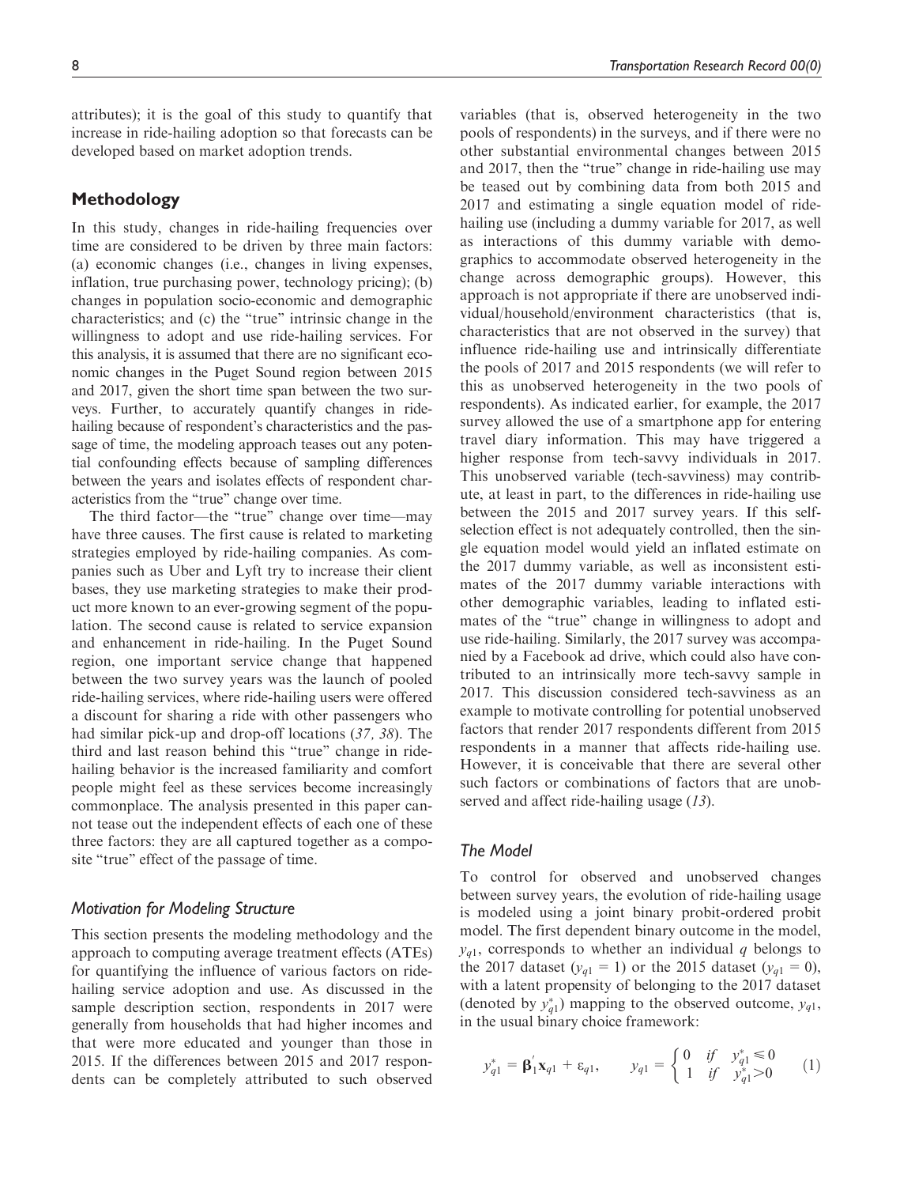attributes); it is the goal of this study to quantify that increase in ride-hailing adoption so that forecasts can be developed based on market adoption trends.

## Methodology

In this study, changes in ride-hailing frequencies over time are considered to be driven by three main factors: (a) economic changes (i.e., changes in living expenses, inflation, true purchasing power, technology pricing); (b) changes in population socio-economic and demographic characteristics; and (c) the "true" intrinsic change in the willingness to adopt and use ride-hailing services. For this analysis, it is assumed that there are no significant economic changes in the Puget Sound region between 2015 and 2017, given the short time span between the two surveys. Further, to accurately quantify changes in ride-hailing because of respondent's characteristics and the passage of time, the modeling approach teases out any potential confounding effects because of sampling differences between the years and isolates effects of respondent characteristics from the "true" change over time.

The third factor—the "true" change over time—may have three causes. The first cause is related to marketing strategies employed by ride-hailing companies. As companies such as Uber and Lyft try to increase their client bases, they use marketing strategies to make their product more known to an ever-growing segment of the population. The second cause is related to service expansion and enhancement in ride-hailing. In the Puget Sound region, one important service change that happened between the two survey years was the launch of pooled ride-hailing services, where ride-hailing users were offered a discount for sharing a ride with other passengers who had similar pick-up and drop-off locations (*37, 38*). The third and last reason behind this "true" change in ride-hailing behavior is the increased familiarity and comfort people might feel as these services become increasingly commonplace. The analysis presented in this paper cannot tease out the independent effects of each one of these three factors: they are all captured together as a composite "true" effect of the passage of time.

### Motivation for Modeling Structure

This section presents the modeling methodology and the approach to computing average treatment effects (ATEs) for quantifying the influence of various factors on ride-hailing service adoption and use. As discussed in the sample description section, respondents in 2017 were generally from households that had higher incomes and that were more educated and younger than those in 2015. If the differences between 2015 and 2017 respondents can be completely attributed to such observed variables (that is, observed heterogeneity in the two pools of respondents) in the surveys, and if there were no other substantial environmental changes between 2015 and 2017, then the "true" change in ride-hailing use may be teased out by combining data from both 2015 and 2017 and estimating a single equation model of ride-hailing use (including a dummy variable for 2017, as well as interactions of this dummy variable with demographics to accommodate observed heterogeneity in the change across demographic groups). However, this approach is not appropriate if there are unobserved individual/household/environment characteristics (that is, characteristics that are not observed in the survey) that influence ride-hailing use and intrinsically differentiate the pools of 2017 and 2015 respondents (we will refer to this as unobserved heterogeneity in the two pools of respondents). As indicated earlier, for example, the 2017 survey allowed the use of a smartphone app for entering travel diary information. This may have triggered a higher response from tech-savvy individuals in 2017. This unobserved variable (tech-savviness) may contribute, at least in part, to the differences in ride-hailing use between the 2015 and 2017 survey years. If this self-selection effect is not adequately controlled, then the single equation model would yield an inflated estimate on the 2017 dummy variable, as well as inconsistent estimates of the 2017 dummy variable interactions with other demographic variables, leading to inflated estimates of the "true" change in willingness to adopt and use ride-hailing. Similarly, the 2017 survey was accompanied by a Facebook ad drive, which could also have contributed to an intrinsically more tech-savvy sample in 2017. This discussion considered tech-savviness as an example to motivate controlling for potential unobserved factors that render 2017 respondents different from 2015 respondents in a manner that affects ride-hailing use. However, it is conceivable that there are several other such factors or combinations of factors that are unobserved and affect ride-hailing usage (*13*).

### The Model

To control for observed and unobserved changes between survey years, the evolution of ride-hailing usage is modeled using a joint binary probit-ordered probit model. The first dependent binary outcome in the model, $y_{q1}$, corresponds to whether an individual $q$ belongs to the 2017 dataset ($y_{q1} = 1$) or the 2015 dataset ($y_{q1} = 0$), with a latent propensity of belonging to the 2017 dataset (denoted by $y_{q1}^*$) mapping to the observed outcome, $y_{q1}$, in the usual binary choice framework:

$$y_{q1}^* = \boldsymbol{\beta}_1' \mathbf{x}_{q1} + \varepsilon_{q1}, \qquad y_{q1} = \begin{cases} 0 & if \quad y_{q1}^* \leq 0 \\ 1 & if \quad y_{q1}^* > 0 \end{cases} \tag{1}$$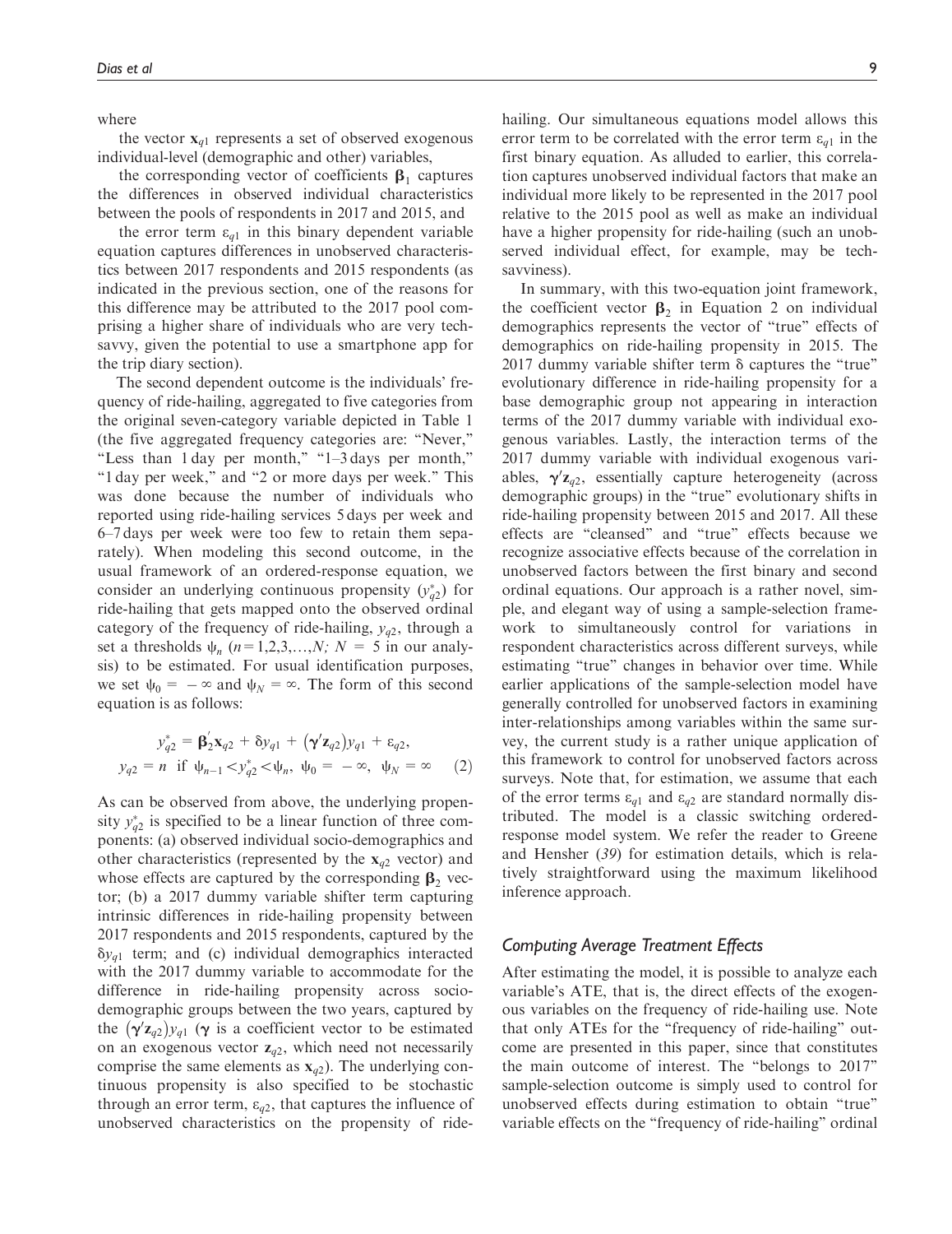where

the vector $\mathbf{x}_{q1}$ represents a set of observed exogenous individual-level (demographic and other) variables,

the corresponding vector of coefficients $\boldsymbol{\beta}_1$ captures the differences in observed individual characteristics between the pools of respondents in 2017 and 2015, and

the error term $\varepsilon_{q1}$ in this binary dependent variable equation captures differences in unobserved characteristics between 2017 respondents and 2015 respondents (as indicated in the previous section, one of the reasons for this difference may be attributed to the 2017 pool comprising a higher share of individuals who are very tech-savvy, given the potential to use a smartphone app for the trip diary section).

The second dependent outcome is the individuals' frequency of ride-hailing, aggregated to five categories from the original seven-category variable depicted in Table 1 (the five aggregated frequency categories are: "Never," "Less than 1 day per month," "1–3 days per month," "1 day per week," and "2 or more days per week." This was done because the number of individuals who reported using ride-hailing services 5 days per week and 6–7 days per week were too few to retain them separately). When modeling this second outcome, in the usual framework of an ordered-response equation, we consider an underlying continuous propensity ($y_{q2}^*$) for ride-hailing that gets mapped onto the observed ordinal category of the frequency of ride-hailing, $y_{q2}$, through a set a thresholds $\psi_n$ ($n = 1,2,3,\ldots,N$; $N = 5$ in our analysis) to be estimated. For usual identification purposes, we set $\psi_0 = -\infty$ and $\psi_N = \infty$. The form of this second equation is as follows:

$$y_{q2}^* = \boldsymbol{\beta}_2' \mathbf{x}_{q2} + \delta y_{q1} + (\boldsymbol{\gamma}' \mathbf{z}_{q2}) y_{q1} + \varepsilon_{q2},$$
$$y_{q2} = n \text{ if } \psi_{n-1} < y_{q2}^* < \psi_n, \ \psi_0 = -\infty, \ \psi_N = \infty \quad (2)$$

As can be observed from above, the underlying propensity $y_{q2}^*$ is specified to be a linear function of three components: (a) observed individual socio-demographics and other characteristics (represented by the $\mathbf{x}_{q2}$ vector) and whose effects are captured by the corresponding $\boldsymbol{\beta}_2$ vector; (b) a 2017 dummy variable shifter term capturing intrinsic differences in ride-hailing propensity between 2017 respondents and 2015 respondents, captured by the $\delta y_{q1}$ term; and (c) individual demographics interacted with the 2017 dummy variable to accommodate for the difference in ride-hailing propensity across socio-demographic groups between the two years, captured by the $(\boldsymbol{\gamma}' \mathbf{z}_{q2}) y_{q1}$ ($\boldsymbol{\gamma}$ is a coefficient vector to be estimated on an exogenous vector $\mathbf{z}_{q2}$, which need not necessarily comprise the same elements as $\mathbf{x}_{q2}$). The underlying continuous propensity is also specified to be stochastic through an error term, $\varepsilon_{q2}$, that captures the influence of unobserved characteristics on the propensity of ride-hailing. Our simultaneous equations model allows this error term to be correlated with the error term $\varepsilon_{q1}$ in the first binary equation. As alluded to earlier, this correlation captures unobserved individual factors that make an individual more likely to be represented in the 2017 pool relative to the 2015 pool as well as make an individual have a higher propensity for ride-hailing (such an unobserved individual effect, for example, may be tech-savviness).

In summary, with this two-equation joint framework, the coefficient vector $\boldsymbol{\beta}_2$ in Equation 2 on individual demographics represents the vector of "true" effects of demographics on ride-hailing propensity in 2015. The 2017 dummy variable shifter term $\delta$ captures the "true" evolutionary difference in ride-hailing propensity for a base demographic group not appearing in interaction terms of the 2017 dummy variable with individual exogenous variables. Lastly, the interaction terms of the 2017 dummy variable with individual exogenous variables, $\boldsymbol{\gamma}' \mathbf{z}_{q2}$, essentially capture heterogeneity (across demographic groups) in the "true" evolutionary shifts in ride-hailing propensity between 2015 and 2017. All these effects are "cleansed" and "true" effects because we recognize associative effects because of the correlation in unobserved factors between the first binary and second ordinal equations. Our approach is a rather novel, simple, and elegant way of using a sample-selection framework to simultaneously control for variations in respondent characteristics across different surveys, while estimating "true" changes in behavior over time. While earlier applications of the sample-selection model have generally controlled for unobserved factors in examining inter-relationships among variables within the same survey, the current study is a rather unique application of this framework to control for unobserved factors across surveys. Note that, for estimation, we assume that each of the error terms $\varepsilon_{q1}$ and $\varepsilon_{q2}$ are standard normally distributed. The model is a classic switching ordered-response model system. We refer the reader to Greene and Hensher (*39*) for estimation details, which is relatively straightforward using the maximum likelihood inference approach.

### Computing Average Treatment Effects

After estimating the model, it is possible to analyze each variable's ATE, that is, the direct effects of the exogenous variables on the frequency of ride-hailing use. Note that only ATEs for the "frequency of ride-hailing" outcome are presented in this paper, since that constitutes the main outcome of interest. The "belongs to 2017" sample-selection outcome is simply used to control for unobserved effects during estimation to obtain "true" variable effects on the "frequency of ride-hailing" ordinal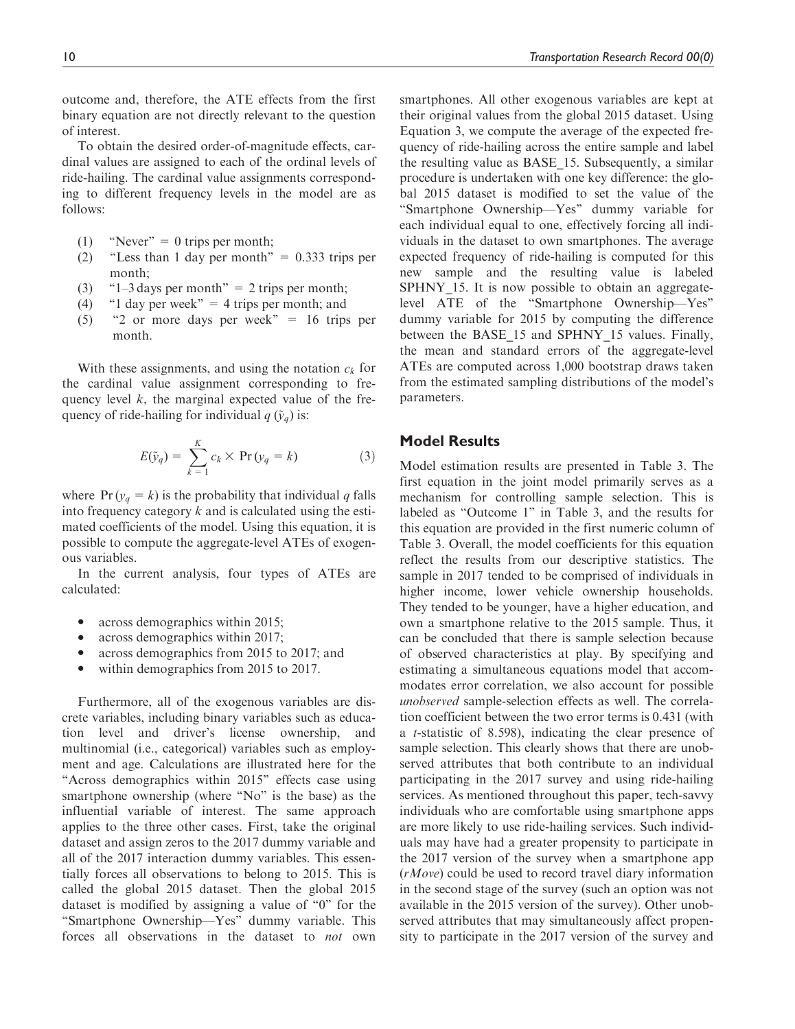outcome and, therefore, the ATE effects from the first binary equation are not directly relevant to the question of interest.

To obtain the desired order-of-magnitude effects, cardinal values are assigned to each of the ordinal levels of ride-hailing. The cardinal value assignments corresponding to different frequency levels in the model are as follows:

(1) "Never" = 0 trips per month;
(2) "Less than 1 day per month" = 0.333 trips per month;
(3) "1–3 days per month" = 2 trips per month;
(4) "1 day per week" = 4 trips per month; and
(5) "2 or more days per week" = 16 trips per month.

With these assignments, and using the notation $c_k$ for the cardinal value assignment corresponding to frequency level $k$, the marginal expected value of the frequency of ride-hailing for individual $q$ ($\tilde{y}_q$) is:

$$E(\tilde{y}_q) = \sum_{k=1}^{K} c_k \times \Pr(y_q = k) \quad (3)$$

where $\Pr(y_q = k)$ is the probability that individual $q$ falls into frequency category $k$ and is calculated using the estimated coefficients of the model. Using this equation, it is possible to compute the aggregate-level ATEs of exogenous variables.

In the current analysis, four types of ATEs are calculated:

- across demographics within 2015;
- across demographics within 2017;
- across demographics from 2015 to 2017; and
- within demographics from 2015 to 2017.

Furthermore, all of the exogenous variables are discrete variables, including binary variables such as education level and driver's license ownership, and multinomial (i.e., categorical) variables such as employment and age. Calculations are illustrated here for the "Across demographics within 2015" effects case using smartphone ownership (where "No" is the base) as the influential variable of interest. The same approach applies to the three other cases. First, take the original dataset and assign zeros to the 2017 dummy variable and all of the 2017 interaction dummy variables. This essentially forces all observations to belong to 2015. This is called the global 2015 dataset. Then the global 2015 dataset is modified by assigning a value of "0" for the "Smartphone Ownership—Yes" dummy variable. This forces all observations in the dataset to *not* own smartphones. All other exogenous variables are kept at their original values from the global 2015 dataset. Using Equation 3, we compute the average of the expected frequency of ride-hailing across the entire sample and label the resulting value as BASE_15. Subsequently, a similar procedure is undertaken with one key difference: the global 2015 dataset is modified to set the value of the "Smartphone Ownership—Yes" dummy variable for each individual equal to one, effectively forcing all individuals in the dataset to own smartphones. The average expected frequency of ride-hailing is computed for this new sample and the resulting value is labeled SPHNY_15. It is now possible to obtain an aggregate-level ATE of the "Smartphone Ownership—Yes" dummy variable for 2015 by computing the difference between the BASE_15 and SPHNY_15 values. Finally, the mean and standard errors of the aggregate-level ATEs are computed across 1,000 bootstrap draws taken from the estimated sampling distributions of the model's parameters.

## Model Results

Model estimation results are presented in Table 3. The first equation in the joint model primarily serves as a mechanism for controlling sample selection. This is labeled as "Outcome 1" in Table 3, and the results for this equation are provided in the first numeric column of Table 3. Overall, the model coefficients for this equation reflect the results from our descriptive statistics. The sample in 2017 tended to be comprised of individuals in higher income, lower vehicle ownership households. They tended to be younger, have a higher education, and own a smartphone relative to the 2015 sample. Thus, it can be concluded that there is sample selection because of observed characteristics at play. By specifying and estimating a simultaneous equations model that accommodates error correlation, we also account for possible *unobserved* sample-selection effects as well. The correlation coefficient between the two error terms is 0.431 (with a $t$-statistic of 8.598), indicating the clear presence of sample selection. This clearly shows that there are unobserved attributes that both contribute to an individual participating in the 2017 survey and using ride-hailing services. As mentioned throughout this paper, tech-savvy individuals who are comfortable using smartphone apps are more likely to use ride-hailing services. Such individuals may have had a greater propensity to participate in the 2017 version of the survey when a smartphone app (*rMove*) could be used to record travel diary information in the second stage of the survey (such an option was not available in the 2015 version of the survey). Other unobserved attributes that may simultaneously affect propensity to participate in the 2017 version of the survey and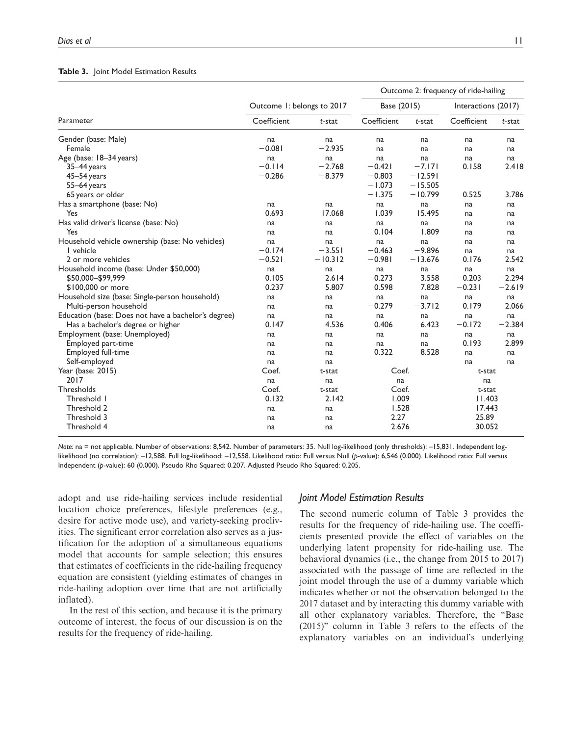**Table 3.** Joint Model Estimation Results

| Parameter | Outcome 1: belongs to 2017 | | Outcome 2: frequency of ride-hailing | | | |
|---|---|---|---|---|---|---|
| | | | Base (2015) | | Interactions (2017) | |
| | Coefficient | t-stat | Coefficient | t-stat | Coefficient | t-stat |
| Gender (base: Male) | na | na | na | na | na | na |
| Female | −0.081 | −2.935 | na | na | na | na |
| Age (base: 18–34 years) | na | na | na | na | na | na |
| 35–44 years | −0.114 | −2.768 | −0.421 | −7.171 | 0.158 | 2.418 |
| 45–54 years | −0.286 | −8.379 | −0.803 | −12.591 | | |
| 55–64 years | | | −1.073 | −15.505 | | |
| 65 years or older | | | −1.375 | −10.799 | 0.525 | 3.786 |
| Has a smartphone (base: No) | na | na | na | na | na | na |
| Yes | 0.693 | 17.068 | 1.039 | 15.495 | na | na |
| Has valid driver's license (base: No) | na | na | na | na | na | na |
| Yes | na | na | 0.104 | 1.809 | na | na |
| Household vehicle ownership (base: No vehicles) | na | na | na | na | na | na |
| 1 vehicle | −0.174 | −3.551 | −0.463 | −9.896 | na | na |
| 2 or more vehicles | −0.521 | −10.312 | −0.981 | −13.676 | 0.176 | 2.542 |
| Household income (base: Under $50,000) | na | na | na | na | na | na |
| $50,000–$99,999 | 0.105 | 2.614 | 0.273 | 3.558 | −0.203 | −2.294 |
| $100,000 or more | 0.237 | 5.807 | 0.598 | 7.828 | −0.231 | −2.619 |
| Household size (base: Single-person household) | na | na | na | na | na | na |
| Multi-person household | na | na | −0.279 | −3.712 | 0.179 | 2.066 |
| Education (base: Does not have a bachelor's degree) | na | na | na | na | na | na |
| Has a bachelor's degree or higher | 0.147 | 4.536 | 0.406 | 6.423 | −0.172 | −2.384 |
| Employment (base: Unemployed) | na | na | na | na | na | na |
| Employed part-time | na | na | na | na | 0.193 | 2.899 |
| Employed full-time | na | na | 0.322 | 8.528 | na | na |
| Self-employed | na | na | | | na | na |
| Year (base: 2015) | Coef. | t-stat | Coef. | | t-stat | |
| 2017 | na | na | na | | na | |
| Thresholds | Coef. | t-stat | Coef. | | t-stat | |
| Threshold 1 | 0.132 | 2.142 | 1.009 | | 11.403 | |
| Threshold 2 | na | na | 1.528 | | 17.443 | |
| Threshold 3 | na | na | 2.27 | | 25.89 | |
| Threshold 4 | na | na | 2.676 | | 30.052 | |

*Note:* na = not applicable. Number of observations: 8,542. Number of parameters: 35. Null log-likelihood (only thresholds): –15,831. Independent log-likelihood (no correlation): –12,588. Full log-likelihood: –12,558. Likelihood ratio: Full versus Null (p-value): 6,546 (0.000). Likelihood ratio: Full versus Independent (p-value): 60 (0.000). Pseudo Rho Squared: 0.207. Adjusted Pseudo Rho Squared: 0.205.

adopt and use ride-hailing services include residential location choice preferences, lifestyle preferences (e.g., desire for active mode use), and variety-seeking proclivities. The significant error correlation also serves as a justification for the adoption of a simultaneous equations model that accounts for sample selection; this ensures that estimates of coefficients in the ride-hailing frequency equation are consistent (yielding estimates of changes in ride-hailing adoption over time that are not artificially inflated).

In the rest of this section, and because it is the primary outcome of interest, the focus of our discussion is on the results for the frequency of ride-hailing.

### *Joint Model Estimation Results*

The second numeric column of Table 3 provides the results for the frequency of ride-hailing use. The coefficients presented provide the effect of variables on the underlying latent propensity for ride-hailing use. The behavioral dynamics (i.e., the change from 2015 to 2017) associated with the passage of time are reflected in the joint model through the use of a dummy variable which indicates whether or not the observation belonged to the 2017 dataset and by interacting this dummy variable with all other explanatory variables. Therefore, the "Base (2015)" column in Table 3 refers to the effects of the explanatory variables on an individual's underlying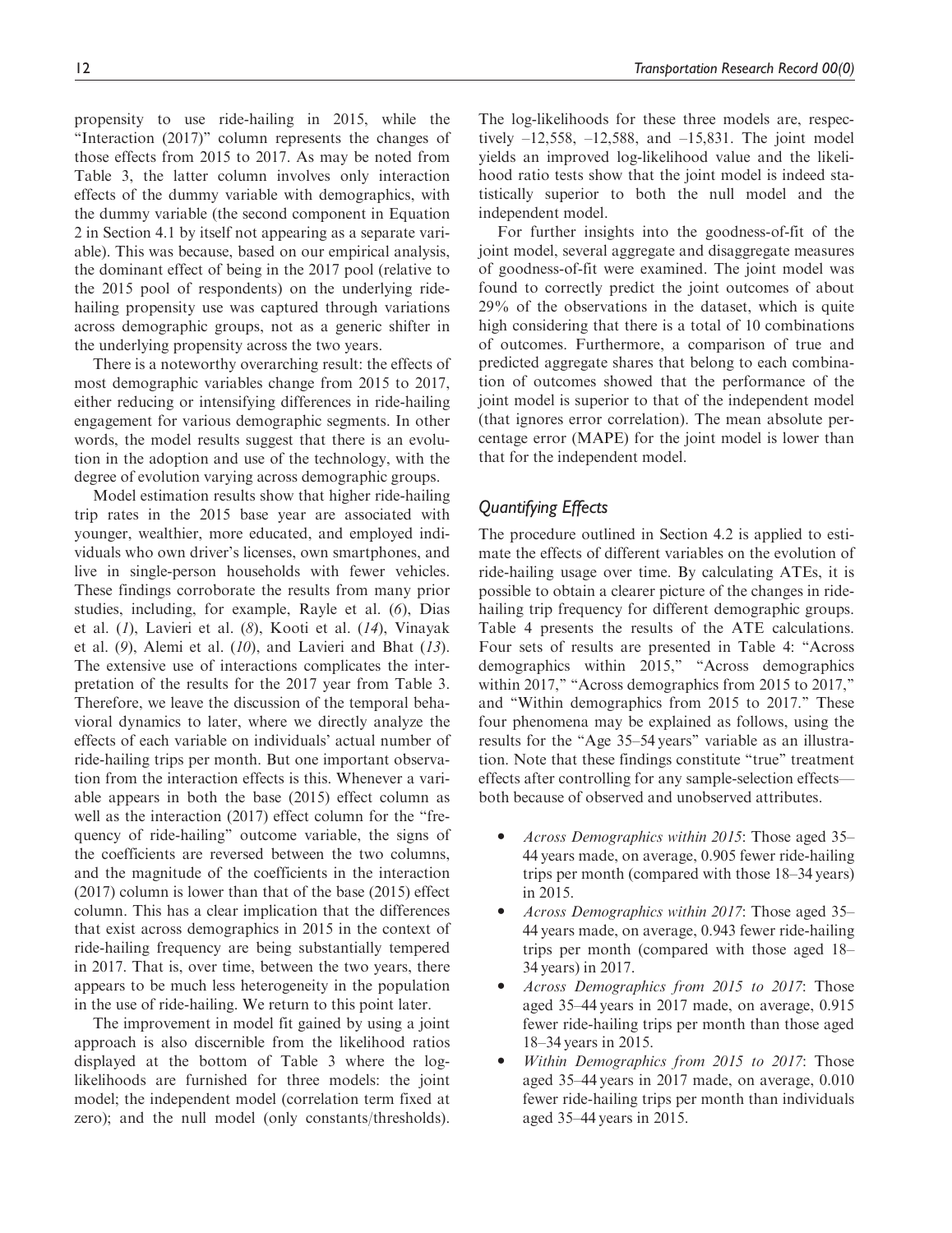propensity to use ride-hailing in 2015, while the "Interaction (2017)" column represents the changes of those effects from 2015 to 2017. As may be noted from Table 3, the latter column involves only interaction effects of the dummy variable with demographics, with the dummy variable (the second component in Equation 2 in Section 4.1 by itself not appearing as a separate variable). This was because, based on our empirical analysis, the dominant effect of being in the 2017 pool (relative to the 2015 pool of respondents) on the underlying ride-hailing propensity use was captured through variations across demographic groups, not as a generic shifter in the underlying propensity across the two years.

There is a noteworthy overarching result: the effects of most demographic variables change from 2015 to 2017, either reducing or intensifying differences in ride-hailing engagement for various demographic segments. In other words, the model results suggest that there is an evolution in the adoption and use of the technology, with the degree of evolution varying across demographic groups.

Model estimation results show that higher ride-hailing trip rates in the 2015 base year are associated with younger, wealthier, more educated, and employed individuals who own driver's licenses, own smartphones, and live in single-person households with fewer vehicles. These findings corroborate the results from many prior studies, including, for example, Rayle et al. (*6*), Dias et al. (*1*), Lavieri et al. (*8*), Kooti et al. (*14*), Vinayak et al. (*9*), Alemi et al. (*10*), and Lavieri and Bhat (*13*). The extensive use of interactions complicates the interpretation of the results for the 2017 year from Table 3. Therefore, we leave the discussion of the temporal behavioral dynamics to later, where we directly analyze the effects of each variable on individuals' actual number of ride-hailing trips per month. But one important observation from the interaction effects is this. Whenever a variable appears in both the base (2015) effect column as well as the interaction (2017) effect column for the "frequency of ride-hailing" outcome variable, the signs of the coefficients are reversed between the two columns, and the magnitude of the coefficients in the interaction (2017) column is lower than that of the base (2015) effect column. This has a clear implication that the differences that exist across demographics in 2015 in the context of ride-hailing frequency are being substantially tempered in 2017. That is, over time, between the two years, there appears to be much less heterogeneity in the population in the use of ride-hailing. We return to this point later.

The improvement in model fit gained by using a joint approach is also discernible from the likelihood ratios displayed at the bottom of Table 3 where the log-likelihoods are furnished for three models: the joint model; the independent model (correlation term fixed at zero); and the null model (only constants/thresholds). The log-likelihoods for these three models are, respectively –12,558, –12,588, and –15,831. The joint model yields an improved log-likelihood value and the likelihood ratio tests show that the joint model is indeed statistically superior to both the null model and the independent model.

For further insights into the goodness-of-fit of the joint model, several aggregate and disaggregate measures of goodness-of-fit were examined. The joint model was found to correctly predict the joint outcomes of about 29% of the observations in the dataset, which is quite high considering that there is a total of 10 combinations of outcomes. Furthermore, a comparison of true and predicted aggregate shares that belong to each combination of outcomes showed that the performance of the joint model is superior to that of the independent model (that ignores error correlation). The mean absolute percentage error (MAPE) for the joint model is lower than that for the independent model.

## Quantifying Effects

The procedure outlined in Section 4.2 is applied to estimate the effects of different variables on the evolution of ride-hailing usage over time. By calculating ATEs, it is possible to obtain a clearer picture of the changes in ride-hailing trip frequency for different demographic groups. Table 4 presents the results of the ATE calculations. Four sets of results are presented in Table 4: "Across demographics within 2015," "Across demographics within 2017," "Across demographics from 2015 to 2017," and "Within demographics from 2015 to 2017." These four phenomena may be explained as follows, using the results for the "Age 35–54 years" variable as an illustration. Note that these findings constitute "true" treatment effects after controlling for any sample-selection effects—both because of observed and unobserved attributes.

- *Across Demographics within 2015*: Those aged 35–44 years made, on average, 0.905 fewer ride-hailing trips per month (compared with those 18–34 years) in 2015.
- *Across Demographics within 2017*: Those aged 35–44 years made, on average, 0.943 fewer ride-hailing trips per month (compared with those aged 18–34 years) in 2017.
- *Across Demographics from 2015 to 2017*: Those aged 35–44 years in 2017 made, on average, 0.915 fewer ride-hailing trips per month than those aged 18–34 years in 2015.
- *Within Demographics from 2015 to 2017*: Those aged 35–44 years in 2017 made, on average, 0.010 fewer ride-hailing trips per month than individuals aged 35–44 years in 2015.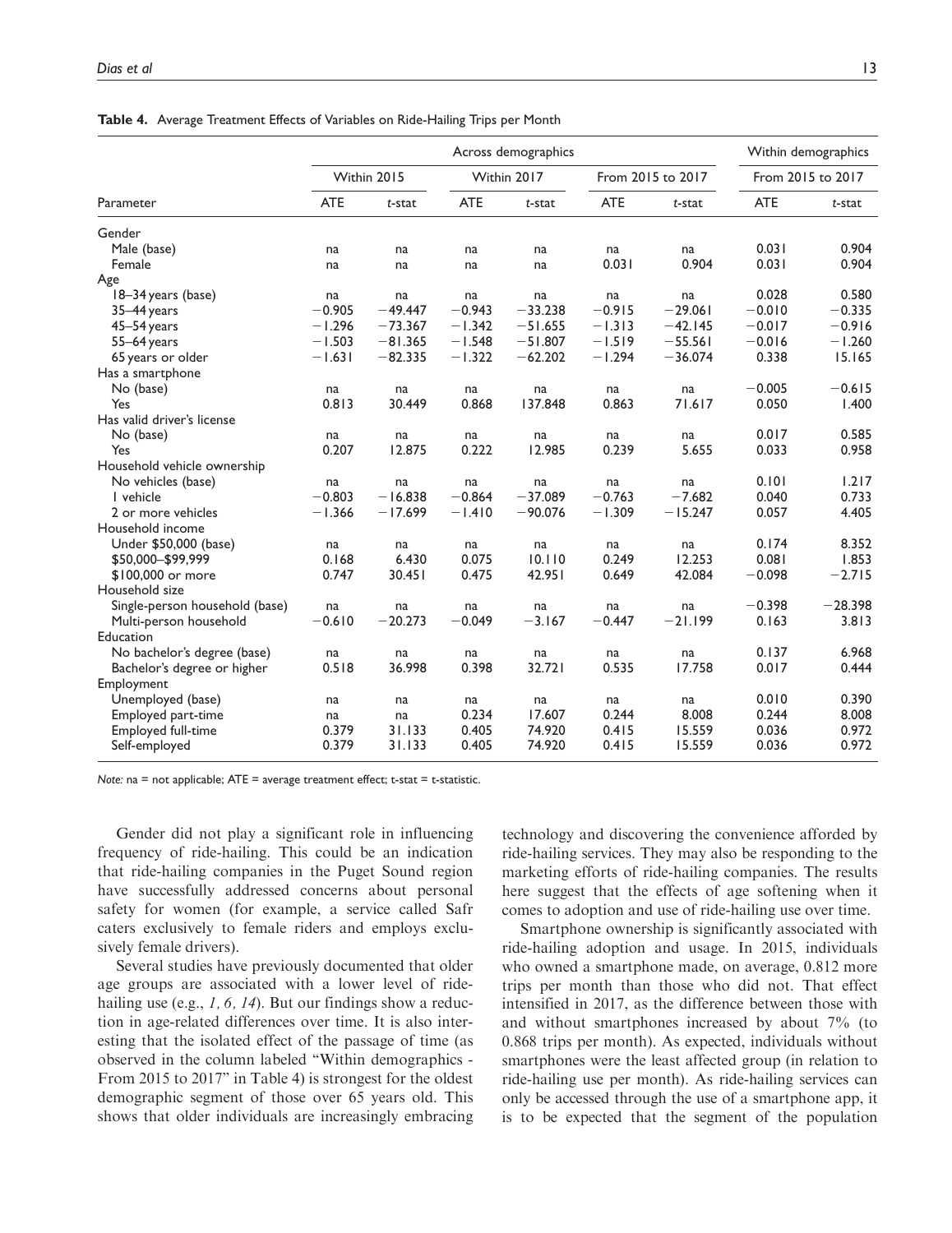**Table 4.** Average Treatment Effects of Variables on Ride-Hailing Trips per Month

| | Across demographics | | | | | | Within demographics | |
|---|---|---|---|---|---|---|---|---|
| | Within 2015 | | Within 2017 | | From 2015 to 2017 | | From 2015 to 2017 | |
| Parameter | ATE | *t*-stat | ATE | *t*-stat | ATE | *t*-stat | ATE | *t*-stat |
| Gender | | | | | | | | |
| Male (base) | na | na | na | na | na | na | 0.031 | 0.904 |
| Female | na | na | na | na | 0.031 | 0.904 | 0.031 | 0.904 |
| Age | | | | | | | | |
| 18–34 years (base) | na | na | na | na | na | na | 0.028 | 0.580 |
| 35–44 years | −0.905 | −49.447 | −0.943 | −33.238 | −0.915 | −29.061 | −0.010 | −0.335 |
| 45–54 years | −1.296 | −73.367 | −1.342 | −51.655 | −1.313 | −42.145 | −0.017 | −0.916 |
| 55–64 years | −1.503 | −81.365 | −1.548 | −51.807 | −1.519 | −55.561 | −0.016 | −1.260 |
| 65 years or older | −1.631 | −82.335 | −1.322 | −62.202 | −1.294 | −36.074 | 0.338 | 15.165 |
| Has a smartphone | | | | | | | | |
| No (base) | na | na | na | na | na | na | −0.005 | −0.615 |
| Yes | 0.813 | 30.449 | 0.868 | 137.848 | 0.863 | 71.617 | 0.050 | 1.400 |
| Has valid driver's license | | | | | | | | |
| No (base) | na | na | na | na | na | na | 0.017 | 0.585 |
| Yes | 0.207 | 12.875 | 0.222 | 12.985 | 0.239 | 5.655 | 0.033 | 0.958 |
| Household vehicle ownership | | | | | | | | |
| No vehicles (base) | na | na | na | na | na | na | 0.101 | 1.217 |
| 1 vehicle | −0.803 | −16.838 | −0.864 | −37.089 | −0.763 | −7.682 | 0.040 | 0.733 |
| 2 or more vehicles | −1.366 | −17.699 | −1.410 | −90.076 | −1.309 | −15.247 | 0.057 | 4.405 |
| Household income | | | | | | | | |
| Under $50,000 (base) | na | na | na | na | na | na | 0.174 | 8.352 |
| $50,000–$99,999 | 0.168 | 6.430 | 0.075 | 10.110 | 0.249 | 12.253 | 0.081 | 1.853 |
| $100,000 or more | 0.747 | 30.451 | 0.475 | 42.951 | 0.649 | 42.084 | −0.098 | −2.715 |
| Household size | | | | | | | | |
| Single-person household (base) | na | na | na | na | na | na | −0.398 | −28.398 |
| Multi-person household | −0.610 | −20.273 | −0.049 | −3.167 | −0.447 | −21.199 | 0.163 | 3.813 |
| Education | | | | | | | | |
| No bachelor's degree (base) | na | na | na | na | na | na | 0.137 | 6.968 |
| Bachelor's degree or higher | 0.518 | 36.998 | 0.398 | 32.721 | 0.535 | 17.758 | 0.017 | 0.444 |
| Employment | | | | | | | | |
| Unemployed (base) | na | na | na | na | na | na | 0.010 | 0.390 |
| Employed part-time | na | na | 0.234 | 17.607 | 0.244 | 8.008 | 0.244 | 8.008 |
| Employed full-time | 0.379 | 31.133 | 0.405 | 74.920 | 0.415 | 15.559 | 0.036 | 0.972 |
| Self-employed | 0.379 | 31.133 | 0.405 | 74.920 | 0.415 | 15.559 | 0.036 | 0.972 |

*Note:* na = not applicable; ATE = average treatment effect; t-stat = t-statistic.

Gender did not play a significant role in influencing frequency of ride-hailing. This could be an indication that ride-hailing companies in the Puget Sound region have successfully addressed concerns about personal safety for women (for example, a service called Safr caters exclusively to female riders and employs exclusively female drivers).

Several studies have previously documented that older age groups are associated with a lower level of ride-hailing use (e.g., *1, 6, 14*). But our findings show a reduction in age-related differences over time. It is also interesting that the isolated effect of the passage of time (as observed in the column labeled "Within demographics - From 2015 to 2017" in Table 4) is strongest for the oldest demographic segment of those over 65 years old. This shows that older individuals are increasingly embracing technology and discovering the convenience afforded by ride-hailing services. They may also be responding to the marketing efforts of ride-hailing companies. The results here suggest that the effects of age softening when it comes to adoption and use of ride-hailing use over time.

Smartphone ownership is significantly associated with ride-hailing adoption and usage. In 2015, individuals who owned a smartphone made, on average, 0.812 more trips per month than those who did not. That effect intensified in 2017, as the difference between those with and without smartphones increased by about 7% (to 0.868 trips per month). As expected, individuals without smartphones were the least affected group (in relation to ride-hailing use per month). As ride-hailing services can only be accessed through the use of a smartphone app, it is to be expected that the segment of the population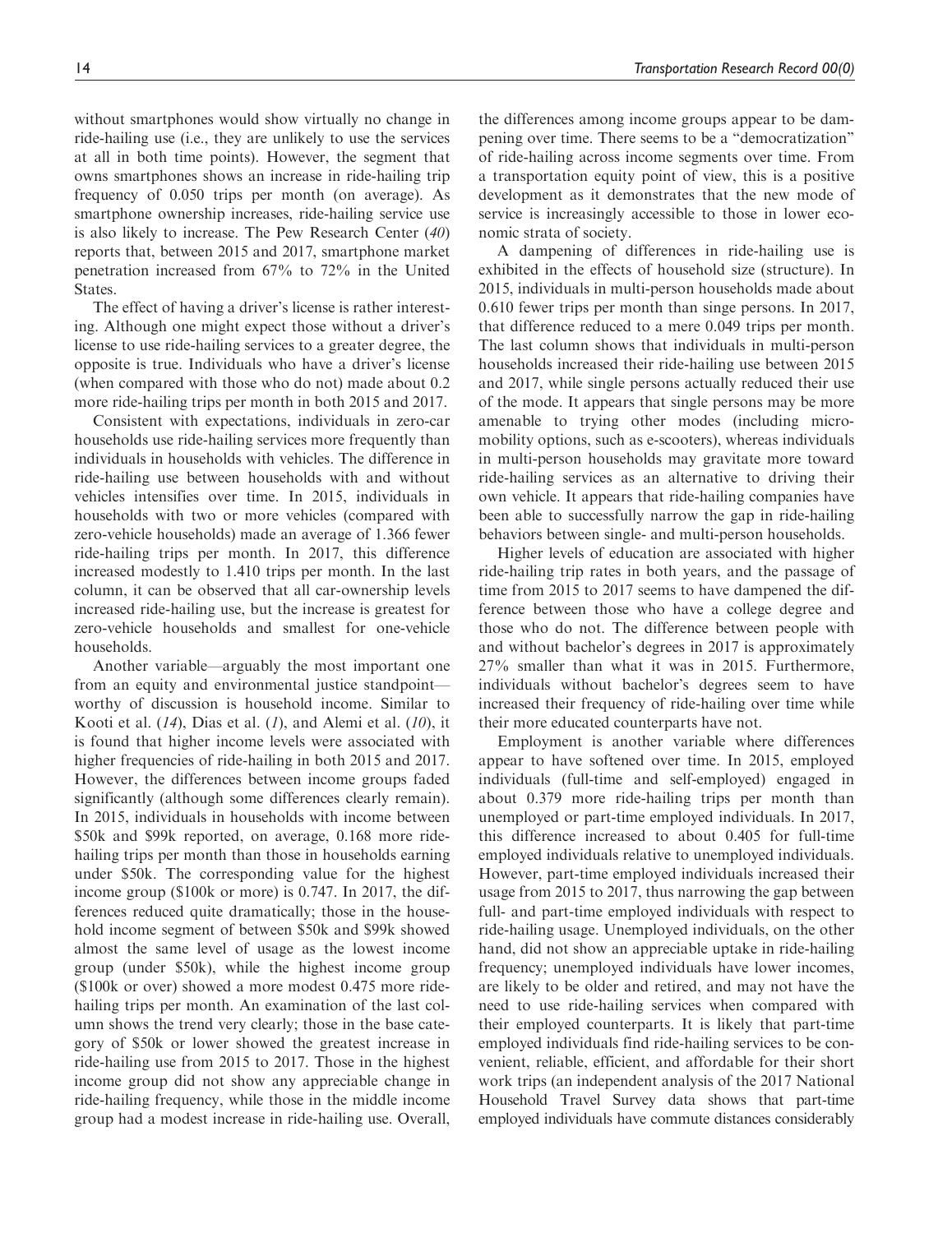without smartphones would show virtually no change in ride-hailing use (i.e., they are unlikely to use the services at all in both time points). However, the segment that owns smartphones shows an increase in ride-hailing trip frequency of 0.050 trips per month (on average). As smartphone ownership increases, ride-hailing service use is also likely to increase. The Pew Research Center (*40*) reports that, between 2015 and 2017, smartphone market penetration increased from 67% to 72% in the United States.

The effect of having a driver's license is rather interesting. Although one might expect those without a driver's license to use ride-hailing services to a greater degree, the opposite is true. Individuals who have a driver's license (when compared with those who do not) made about 0.2 more ride-hailing trips per month in both 2015 and 2017.

Consistent with expectations, individuals in zero-car households use ride-hailing services more frequently than individuals in households with vehicles. The difference in ride-hailing use between households with and without vehicles intensifies over time. In 2015, individuals in households with two or more vehicles (compared with zero-vehicle households) made an average of 1.366 fewer ride-hailing trips per month. In 2017, this difference increased modestly to 1.410 trips per month. In the last column, it can be observed that all car-ownership levels increased ride-hailing use, but the increase is greatest for zero-vehicle households and smallest for one-vehicle households.

Another variable—arguably the most important one from an equity and environmental justice standpoint—worthy of discussion is household income. Similar to Kooti et al. (*14*), Dias et al. (*1*), and Alemi et al. (*10*), it is found that higher income levels were associated with higher frequencies of ride-hailing in both 2015 and 2017. However, the differences between income groups faded significantly (although some differences clearly remain). In 2015, individuals in households with income between \$50k and \$99k reported, on average, 0.168 more ride-hailing trips per month than those in households earning under \$50k. The corresponding value for the highest income group (\$100k or more) is 0.747. In 2017, the differences reduced quite dramatically; those in the household income segment of between \$50k and \$99k showed almost the same level of usage as the lowest income group (under \$50k), while the highest income group (\$100k or over) showed a more modest 0.475 more ride-hailing trips per month. An examination of the last column shows the trend very clearly; those in the base category of \$50k or lower showed the greatest increase in ride-hailing use from 2015 to 2017. Those in the highest income group did not show any appreciable change in ride-hailing frequency, while those in the middle income group had a modest increase in ride-hailing use. Overall, the differences among income groups appear to be dampening over time. There seems to be a "democratization" of ride-hailing across income segments over time. From a transportation equity point of view, this is a positive development as it demonstrates that the new mode of service is increasingly accessible to those in lower economic strata of society.

A dampening of differences in ride-hailing use is exhibited in the effects of household size (structure). In 2015, individuals in multi-person households made about 0.610 fewer trips per month than singe persons. In 2017, that difference reduced to a mere 0.049 trips per month. The last column shows that individuals in multi-person households increased their ride-hailing use between 2015 and 2017, while single persons actually reduced their use of the mode. It appears that single persons may be more amenable to trying other modes (including micromobility options, such as e-scooters), whereas individuals in multi-person households may gravitate more toward ride-hailing services as an alternative to driving their own vehicle. It appears that ride-hailing companies have been able to successfully narrow the gap in ride-hailing behaviors between single- and multi-person households.

Higher levels of education are associated with higher ride-hailing trip rates in both years, and the passage of time from 2015 to 2017 seems to have dampened the difference between those who have a college degree and those who do not. The difference between people with and without bachelor's degrees in 2017 is approximately 27% smaller than what it was in 2015. Furthermore, individuals without bachelor's degrees seem to have increased their frequency of ride-hailing over time while their more educated counterparts have not.

Employment is another variable where differences appear to have softened over time. In 2015, employed individuals (full-time and self-employed) engaged in about 0.379 more ride-hailing trips per month than unemployed or part-time employed individuals. In 2017, this difference increased to about 0.405 for full-time employed individuals relative to unemployed individuals. However, part-time employed individuals increased their usage from 2015 to 2017, thus narrowing the gap between full- and part-time employed individuals with respect to ride-hailing usage. Unemployed individuals, on the other hand, did not show an appreciable uptake in ride-hailing frequency; unemployed individuals have lower incomes, are likely to be older and retired, and may not have the need to use ride-hailing services when compared with their employed counterparts. It is likely that part-time employed individuals find ride-hailing services to be convenient, reliable, efficient, and affordable for their short work trips (an independent analysis of the 2017 National Household Travel Survey data shows that part-time employed individuals have commute distances considerably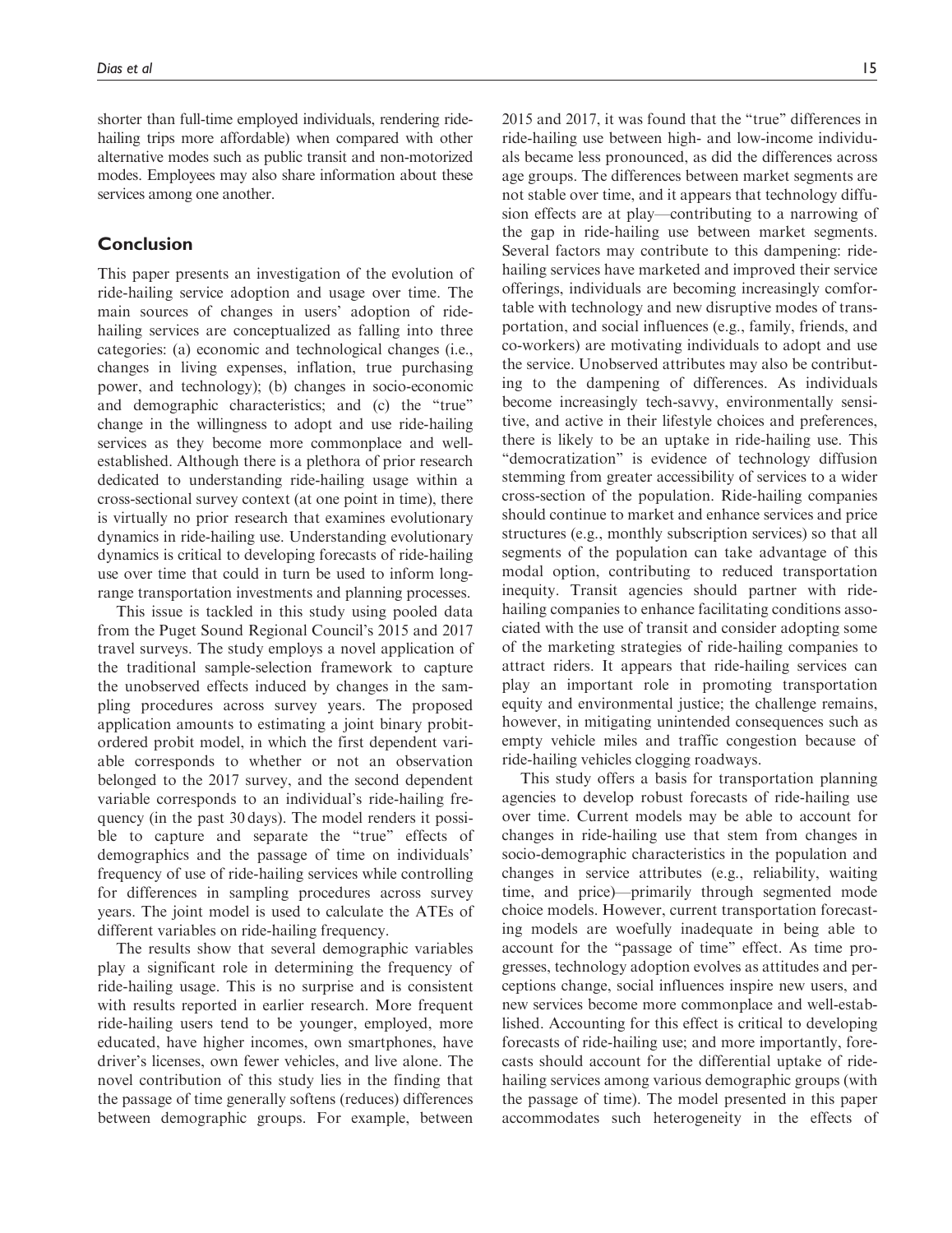shorter than full-time employed individuals, rendering ride-hailing trips more affordable) when compared with other alternative modes such as public transit and non-motorized modes. Employees may also share information about these services among one another.

## Conclusion

This paper presents an investigation of the evolution of ride-hailing service adoption and usage over time. The main sources of changes in users' adoption of ride-hailing services are conceptualized as falling into three categories: (a) economic and technological changes (i.e., changes in living expenses, inflation, true purchasing power, and technology); (b) changes in socio-economic and demographic characteristics; and (c) the "true" change in the willingness to adopt and use ride-hailing services as they become more commonplace and well-established. Although there is a plethora of prior research dedicated to understanding ride-hailing usage within a cross-sectional survey context (at one point in time), there is virtually no prior research that examines evolutionary dynamics in ride-hailing use. Understanding evolutionary dynamics is critical to developing forecasts of ride-hailing use over time that could in turn be used to inform long-range transportation investments and planning processes.

This issue is tackled in this study using pooled data from the Puget Sound Regional Council's 2015 and 2017 travel surveys. The study employs a novel application of the traditional sample-selection framework to capture the unobserved effects induced by changes in the sampling procedures across survey years. The proposed application amounts to estimating a joint binary probit-ordered probit model, in which the first dependent variable corresponds to whether or not an observation belonged to the 2017 survey, and the second dependent variable corresponds to an individual's ride-hailing frequency (in the past 30 days). The model renders it possible to capture and separate the "true" effects of demographics and the passage of time on individuals' frequency of use of ride-hailing services while controlling for differences in sampling procedures across survey years. The joint model is used to calculate the ATEs of different variables on ride-hailing frequency.

The results show that several demographic variables play a significant role in determining the frequency of ride-hailing usage. This is no surprise and is consistent with results reported in earlier research. More frequent ride-hailing users tend to be younger, employed, more educated, have higher incomes, own smartphones, have driver's licenses, own fewer vehicles, and live alone. The novel contribution of this study lies in the finding that the passage of time generally softens (reduces) differences between demographic groups. For example, between 2015 and 2017, it was found that the "true" differences in ride-hailing use between high- and low-income individuals became less pronounced, as did the differences across age groups. The differences between market segments are not stable over time, and it appears that technology diffusion effects are at play—contributing to a narrowing of the gap in ride-hailing use between market segments. Several factors may contribute to this dampening: ride-hailing services have marketed and improved their service offerings, individuals are becoming increasingly comfortable with technology and new disruptive modes of transportation, and social influences (e.g., family, friends, and co-workers) are motivating individuals to adopt and use the service. Unobserved attributes may also be contributing to the dampening of differences. As individuals become increasingly tech-savvy, environmentally sensitive, and active in their lifestyle choices and preferences, there is likely to be an uptake in ride-hailing use. This "democratization" is evidence of technology diffusion stemming from greater accessibility of services to a wider cross-section of the population. Ride-hailing companies should continue to market and enhance services and price structures (e.g., monthly subscription services) so that all segments of the population can take advantage of this modal option, contributing to reduced transportation inequity. Transit agencies should partner with ride-hailing companies to enhance facilitating conditions associated with the use of transit and consider adopting some of the marketing strategies of ride-hailing companies to attract riders. It appears that ride-hailing services can play an important role in promoting transportation equity and environmental justice; the challenge remains, however, in mitigating unintended consequences such as empty vehicle miles and traffic congestion because of ride-hailing vehicles clogging roadways.

This study offers a basis for transportation planning agencies to develop robust forecasts of ride-hailing use over time. Current models may be able to account for changes in ride-hailing use that stem from changes in socio-demographic characteristics in the population and changes in service attributes (e.g., reliability, waiting time, and price)—primarily through segmented mode choice models. However, current transportation forecasting models are woefully inadequate in being able to account for the "passage of time" effect. As time progresses, technology adoption evolves as attitudes and perceptions change, social influences inspire new users, and new services become more commonplace and well-established. Accounting for this effect is critical to developing forecasts of ride-hailing use; and more importantly, forecasts should account for the differential uptake of ride-hailing services among various demographic groups (with the passage of time). The model presented in this paper accommodates such heterogeneity in the effects of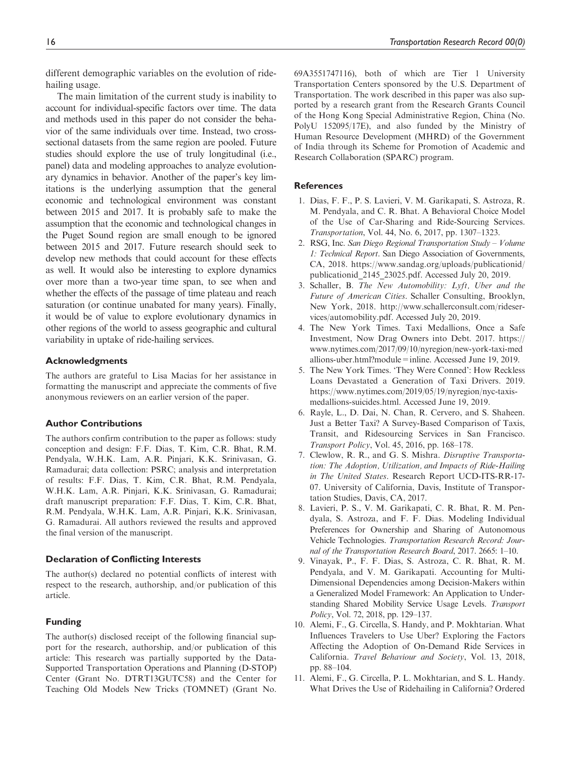different demographic variables on the evolution of ride-hailing usage.

The main limitation of the current study is inability to account for individual-specific factors over time. The data and methods used in this paper do not consider the behavior of the same individuals over time. Instead, two cross-sectional datasets from the same region are pooled. Future studies should explore the use of truly longitudinal (i.e., panel) data and modeling approaches to analyze evolutionary dynamics in behavior. Another of the paper's key limitations is the underlying assumption that the general economic and technological environment was constant between 2015 and 2017. It is probably safe to make the assumption that the economic and technological changes in the Puget Sound region are small enough to be ignored between 2015 and 2017. Future research should seek to develop new methods that could account for these effects as well. It would also be interesting to explore dynamics over more than a two-year time span, to see when and whether the effects of the passage of time plateau and reach saturation (or continue unabated for many years). Finally, it would be of value to explore evolutionary dynamics in other regions of the world to assess geographic and cultural variability in uptake of ride-hailing services.

## Acknowledgments

The authors are grateful to Lisa Macias for her assistance in formatting the manuscript and appreciate the comments of five anonymous reviewers on an earlier version of the paper.

## Author Contributions

The authors confirm contribution to the paper as follows: study conception and design: F.F. Dias, T. Kim, C.R. Bhat, R.M. Pendyala, W.H.K. Lam, A.R. Pinjari, K.K. Srinivasan, G. Ramadurai; data collection: PSRC; analysis and interpretation of results: F.F. Dias, T. Kim, C.R. Bhat, R.M. Pendyala, W.H.K. Lam, A.R. Pinjari, K.K. Srinivasan, G. Ramadurai; draft manuscript preparation: F.F. Dias, T. Kim, C.R. Bhat, R.M. Pendyala, W.H.K. Lam, A.R. Pinjari, K.K. Srinivasan, G. Ramadurai. All authors reviewed the results and approved the final version of the manuscript.

## Declaration of Conflicting Interests

The author(s) declared no potential conflicts of interest with respect to the research, authorship, and/or publication of this article.

## Funding

The author(s) disclosed receipt of the following financial support for the research, authorship, and/or publication of this article: This research was partially supported by the Data-Supported Transportation Operations and Planning (D-STOP) Center (Grant No. DTRT13GUTC58) and the Center for Teaching Old Models New Tricks (TOMNET) (Grant No. 69A3551747116), both of which are Tier 1 University Transportation Centers sponsored by the U.S. Department of Transportation. The work described in this paper was also supported by a research grant from the Research Grants Council of the Hong Kong Special Administrative Region, China (No. PolyU 152095/17E), and also funded by the Ministry of Human Resource Development (MHRD) of the Government of India through its Scheme for Promotion of Academic and Research Collaboration (SPARC) program.

## References

1. Dias, F. F., P. S. Lavieri, V. M. Garikapati, S. Astroza, R. M. Pendyala, and C. R. Bhat. A Behavioral Choice Model of the Use of Car-Sharing and Ride-Sourcing Services. *Transportation*, Vol. 44, No. 6, 2017, pp. 1307–1323.
2. RSG, Inc. *San Diego Regional Transportation Study – Volume 1: Technical Report*. San Diego Association of Governments, CA, 2018. https://www.sandag.org/uploads/publicationid/publicationid_2145_23025.pdf. Accessed July 20, 2019.
3. Schaller, B. *The New Automobility: Lyft, Uber and the Future of American Cities*. Schaller Consulting, Brooklyn, New York, 2018. http://www.schallerconsult.com/rideservices/automobility.pdf. Accessed July 20, 2019.
4. The New York Times. Taxi Medallions, Once a Safe Investment, Now Drag Owners into Debt. 2017. https://www.nytimes.com/2017/09/10/nyregion/new-york-taxi-medallions-uber.html?module=inline. Accessed June 19, 2019.
5. The New York Times. 'They Were Conned': How Reckless Loans Devastated a Generation of Taxi Drivers. 2019. https://www.nytimes.com/2019/05/19/nyregion/nyc-taxis-medallions-suicides.html. Accessed June 19, 2019.
6. Rayle, L., D. Dai, N. Chan, R. Cervero, and S. Shaheen. Just a Better Taxi? A Survey-Based Comparison of Taxis, Transit, and Ridesourcing Services in San Francisco. *Transport Policy*, Vol. 45, 2016, pp. 168–178.
7. Clewlow, R. R., and G. S. Mishra. *Disruptive Transportation: The Adoption, Utilization, and Impacts of Ride-Hailing in The United States*. Research Report UCD-ITS-RR-17-07. University of California, Davis, Institute of Transportation Studies, Davis, CA, 2017.
8. Lavieri, P. S., V. M. Garikapati, C. R. Bhat, R. M. Pendyala, S. Astroza, and F. F. Dias. Modeling Individual Preferences for Ownership and Sharing of Autonomous Vehicle Technologies. *Transportation Research Record: Journal of the Transportation Research Board*, 2017. 2665: 1–10.
9. Vinayak, P., F. F. Dias, S. Astroza, C. R. Bhat, R. M. Pendyala, and V. M. Garikapati. Accounting for Multi-Dimensional Dependencies among Decision-Makers within a Generalized Model Framework: An Application to Understanding Shared Mobility Service Usage Levels. *Transport Policy*, Vol. 72, 2018, pp. 129–137.
10. Alemi, F., G. Circella, S. Handy, and P. Mokhtarian. What Influences Travelers to Use Uber? Exploring the Factors Affecting the Adoption of On-Demand Ride Services in California. *Travel Behaviour and Society*, Vol. 13, 2018, pp. 88–104.
11. Alemi, F., G. Circella, P. L. Mokhtarian, and S. L. Handy. What Drives the Use of Ridehailing in California? Ordered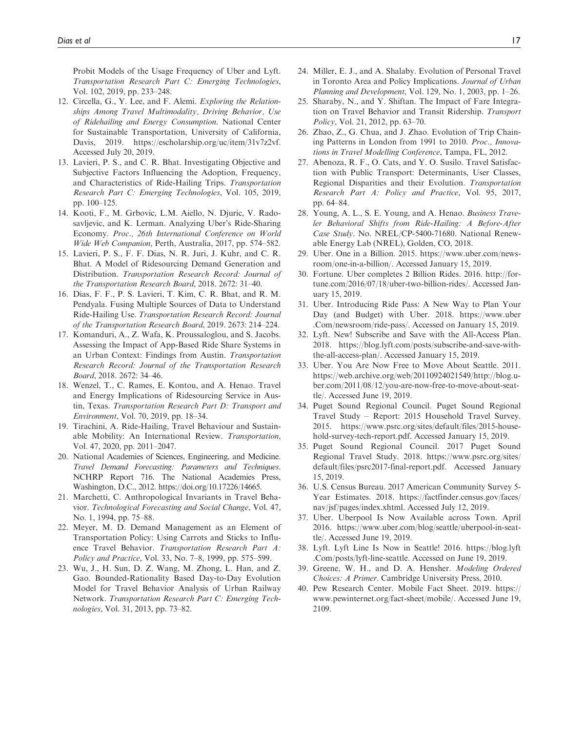Probit Models of the Usage Frequency of Uber and Lyft. *Transportation Research Part C: Emerging Technologies*, Vol. 102, 2019, pp. 233–248.

12. Circella, G., Y. Lee, and F. Alemi. *Exploring the Relationships Among Travel Multimodality, Driving Behavior, Use of Ridehailing and Energy Consumption*. National Center for Sustainable Transportation, University of California, Davis, 2019. https://escholarship.org/uc/item/31v7z2vf. Accessed July 20, 2019.
13. Lavieri, P. S., and C. R. Bhat. Investigating Objective and Subjective Factors Influencing the Adoption, Frequency, and Characteristics of Ride-Hailing Trips. *Transportation Research Part C: Emerging Technologies*, Vol. 105, 2019, pp. 100–125.
14. Kooti, F., M. Grbovic, L.M. Aiello, N. Djuric, V. Radosavljevic, and K. Lerman. Analyzing Uber's Ride-Sharing Economy. *Proc., 26th International Conference on World Wide Web Companion*, Perth, Australia, 2017, pp. 574–582.
15. Lavieri, P. S., F. F. Dias, N. R. Juri, J. Kuhr, and C. R. Bhat. A Model of Ridesourcing Demand Generation and Distribution. *Transportation Research Record: Journal of the Transportation Research Board*, 2018. 2672: 31–40.
16. Dias, F. F., P. S. Lavieri, T. Kim, C. R. Bhat, and R. M. Pendyala. Fusing Multiple Sources of Data to Understand Ride-Hailing Use. *Transportation Research Record: Journal of the Transportation Research Board*, 2019. 2673: 214–224.
17. Komanduri, A., Z. Wafa, K. Proussaloglou, and S. Jacobs. Assessing the Impact of App-Based Ride Share Systems in an Urban Context: Findings from Austin. *Transportation Research Record: Journal of the Transportation Research Board*, 2018. 2672: 34–46.
18. Wenzel, T., C. Rames, E. Kontou, and A. Henao. Travel and Energy Implications of Ridesourcing Service in Austin, Texas. *Transportation Research Part D: Transport and Environment*, Vol. 70, 2019, pp. 18–34.
19. Tirachini, A. Ride-Hailing, Travel Behaviour and Sustainable Mobility: An International Review. *Transportation*, Vol. 47, 2020, pp. 2011–2047.
20. National Academies of Sciences, Engineering, and Medicine. *Travel Demand Forecasting: Parameters and Techniques*. NCHRP Report 716. The National Academies Press, Washington, D.C., 2012. https://doi.org/10.17226/14665.
21. Marchetti, C. Anthropological Invariants in Travel Behavior. *Technological Forecasting and Social Change*, Vol. 47, No. 1, 1994, pp. 75–88.
22. Meyer, M. D. Demand Management as an Element of Transportation Policy: Using Carrots and Sticks to Influence Travel Behavior. *Transportation Research Part A: Policy and Practice*, Vol. 33, No. 7–8, 1999, pp. 575–599.
23. Wu, J., H. Sun, D. Z. Wang, M. Zhong, L. Han, and Z. Gao. Bounded-Rationality Based Day-to-Day Evolution Model for Travel Behavior Analysis of Urban Railway Network. *Transportation Research Part C: Emerging Technologies*, Vol. 31, 2013, pp. 73–82.
24. Miller, E. J., and A. Shalaby. Evolution of Personal Travel in Toronto Area and Policy Implications. *Journal of Urban Planning and Development*, Vol. 129, No. 1, 2003, pp. 1–26.
25. Sharaby, N., and Y. Shiftan. The Impact of Fare Integration on Travel Behavior and Transit Ridership. *Transport Policy*, Vol. 21, 2012, pp. 63–70.
26. Zhao, Z., G. Chua, and J. Zhao. Evolution of Trip Chaining Patterns in London from 1991 to 2010. *Proc., Innovations in Travel Modelling Conference*, Tampa, FL, 2012.
27. Abenoza, R. F., O. Cats, and Y. O. Susilo. Travel Satisfaction with Public Transport: Determinants, User Classes, Regional Disparities and their Evolution. *Transportation Research Part A: Policy and Practice*, Vol. 95, 2017, pp. 64–84.
28. Young, A. L., S. E. Young, and A. Henao. *Business Traveler Behavioral Shifts from Ride-Hailing: A Before-After Case Study*. No. NREL/CP-5400-71680. National Renewable Energy Lab (NREL), Golden, CO, 2018.
29. Uber. One in a Billion. 2015. https://www.uber.com/newsroom/one-in-a-billion/. Accessed January 15, 2019.
30. Fortune. Uber completes 2 Billion Rides. 2016. http://fortune.com/2016/07/18/uber-two-billion-rides/. Accessed January 15, 2019.
31. Uber. Introducing Ride Pass: A New Way to Plan Your Day (and Budget) with Uber. 2018. https://www.uber.Com/newsroom/ride-pass/. Accessed on January 15, 2019.
32. Lyft. New! Subscribe and Save with the All-Access Plan. 2018. https://blog.lyft.com/posts/subscribe-and-save-with-the-all-access-plan/. Accessed January 15, 2019.
33. Uber. You Are Now Free to Move About Seattle. 2011. https://web.archive.org/web/20110924021549/http://blog.uber.com/2011/08/12/you-are-now-free-to-move-about-seattle/. Accessed June 19, 2019.
34. Puget Sound Regional Council. Puget Sound Regional Travel Study – Report: 2015 Household Travel Survey. 2015. https://www.psrc.org/sites/default/files/2015-household-survey-tech-report.pdf. Accessed January 15, 2019.
35. Puget Sound Regional Council. 2017 Puget Sound Regional Travel Study. 2018. https://www.psrc.org/sites/default/files/psrc2017-final-report.pdf. Accessed January 15, 2019.
36. U.S. Census Bureau. 2017 American Community Survey 5-Year Estimates. 2018. https://factfinder.census.gov/faces/nav/jsf/pages/index.xhtml. Accessed July 12, 2019.
37. Uber. Uberpool Is Now Available across Town. April 2016. https://www.uber.com/blog/seattle/uberpool-in-seattle/. Accessed June 19, 2019.
38. Lyft. Lyft Line Is Now in Seattle! 2016. https://blog.lyft.Com/posts/lyft-line-seattle. Accessed on June 19, 2019.
39. Greene, W. H., and D. A. Hensher. *Modeling Ordered Choices: A Primer*. Cambridge University Press, 2010.
40. Pew Research Center. Mobile Fact Sheet. 2019. https://www.pewinternet.org/fact-sheet/mobile/. Accessed June 19, 2109.